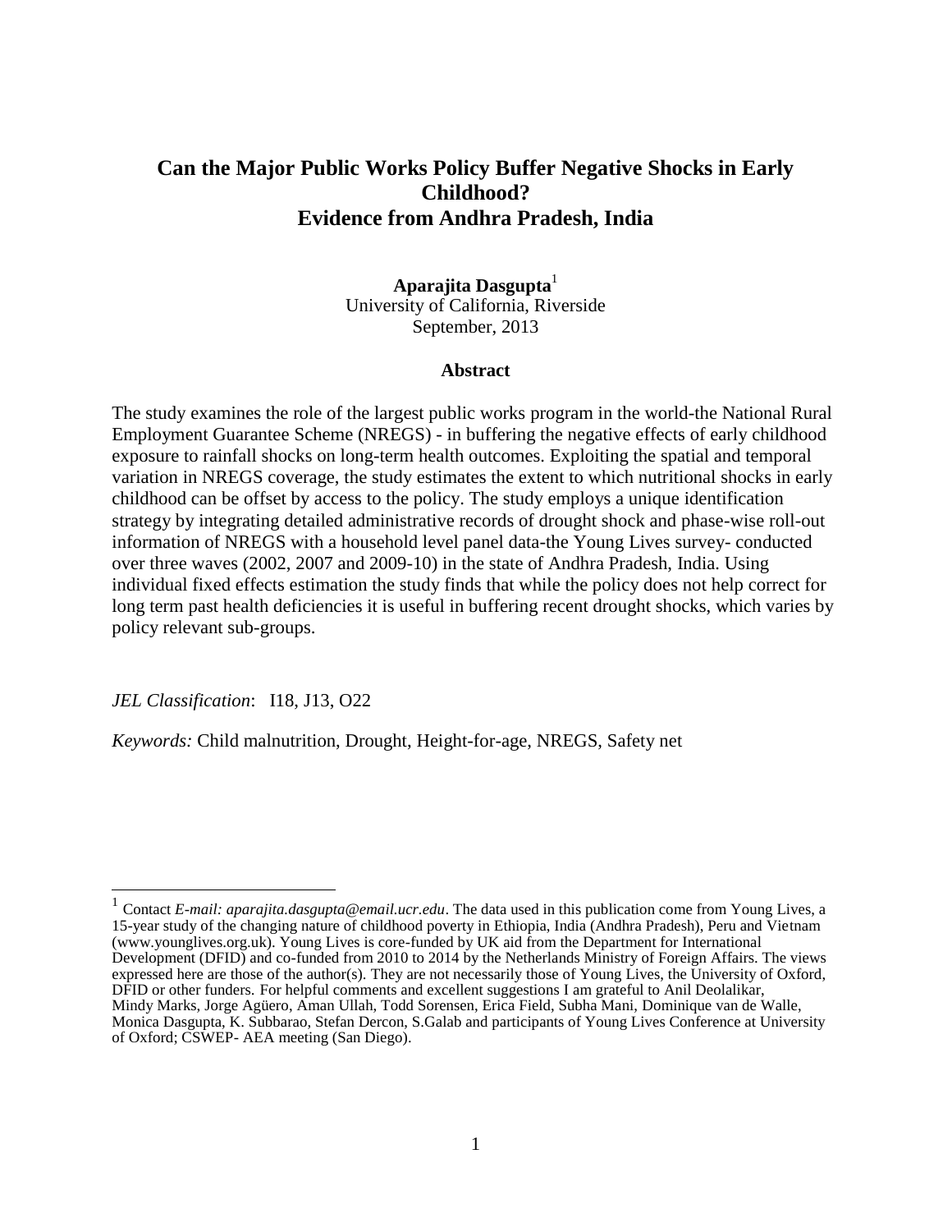# Can the Major Public Works Policy Buffer Negative Shocks in Early Childhood?
# Evidence from Andhra Pradesh, India

**Aparajita Dasgupta**[1]
University of California, Riverside
September, 2013

**Abstract**

The study examines the role of the largest public works program in the world-the National Rural Employment Guarantee Scheme (NREGS) - in buffering the negative effects of early childhood exposure to rainfall shocks on long-term health outcomes. Exploiting the spatial and temporal variation in NREGS coverage, the study estimates the extent to which nutritional shocks in early childhood can be offset by access to the policy. The study employs a unique identification strategy by integrating detailed administrative records of drought shock and phase-wise roll-out information of NREGS with a household level panel data-the Young Lives survey- conducted over three waves (2002, 2007 and 2009-10) in the state of Andhra Pradesh, India. Using individual fixed effects estimation the study finds that while the policy does not help correct for long term past health deficiencies it is useful in buffering recent drought shocks, which varies by policy relevant sub-groups.

*JEL Classification*: I18, J13, O22

*Keywords:* Child malnutrition, Drought, Height-for-age, NREGS, Safety net

[1] Contact *E-mail: aparajita.dasgupta@email.ucr.edu*. The data used in this publication come from Young Lives, a 15-year study of the changing nature of childhood poverty in Ethiopia, India (Andhra Pradesh), Peru and Vietnam (www.younglives.org.uk). Young Lives is core-funded by UK aid from the Department for International Development (DFID) and co-funded from 2010 to 2014 by the Netherlands Ministry of Foreign Affairs. The views expressed here are those of the author(s). They are not necessarily those of Young Lives, the University of Oxford, DFID or other funders. For helpful comments and excellent suggestions I am grateful to Anil Deolalikar, Mindy Marks, Jorge Agüero, Aman Ullah, Todd Sorensen, Erica Field, Subha Mani, Dominique van de Walle, Monica Dasgupta, K. Subbarao, Stefan Dercon, S.Galab and participants of Young Lives Conference at University of Oxford; CSWEP- AEA meeting (San Diego).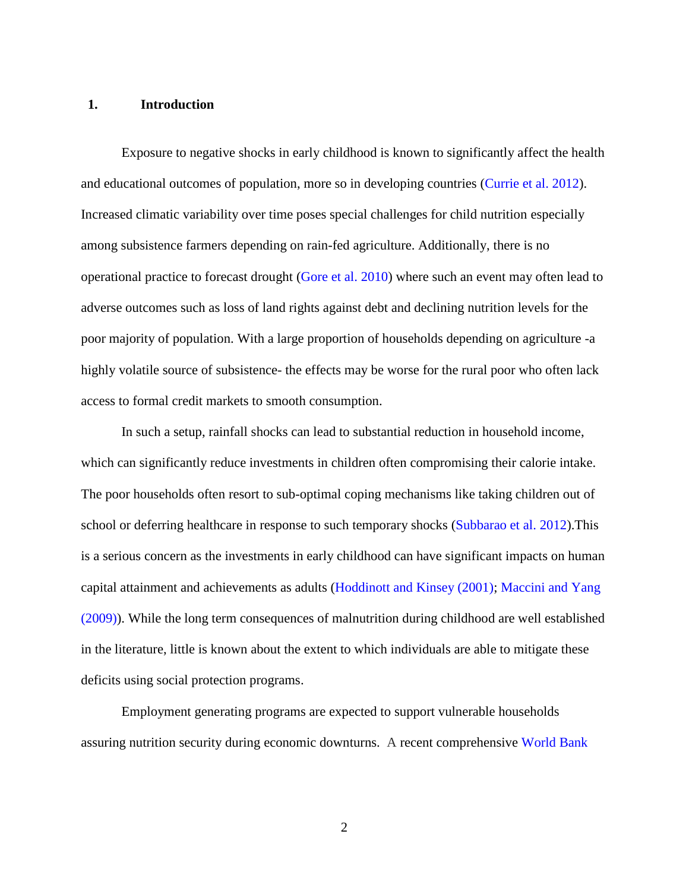## 1. Introduction

Exposure to negative shocks in early childhood is known to significantly affect the health and educational outcomes of population, more so in developing countries (Currie et al. 2012). Increased climatic variability over time poses special challenges for child nutrition especially among subsistence farmers depending on rain-fed agriculture. Additionally, there is no operational practice to forecast drought (Gore et al. 2010) where such an event may often lead to adverse outcomes such as loss of land rights against debt and declining nutrition levels for the poor majority of population. With a large proportion of households depending on agriculture -a highly volatile source of subsistence- the effects may be worse for the rural poor who often lack access to formal credit markets to smooth consumption.

In such a setup, rainfall shocks can lead to substantial reduction in household income, which can significantly reduce investments in children often compromising their calorie intake. The poor households often resort to sub-optimal coping mechanisms like taking children out of school or deferring healthcare in response to such temporary shocks (Subbarao et al. 2012).This is a serious concern as the investments in early childhood can have significant impacts on human capital attainment and achievements as adults (Hoddinott and Kinsey (2001); Maccini and Yang (2009)). While the long term consequences of malnutrition during childhood are well established in the literature, little is known about the extent to which individuals are able to mitigate these deficits using social protection programs.

Employment generating programs are expected to support vulnerable households assuring nutrition security during economic downturns. A recent comprehensive World Bank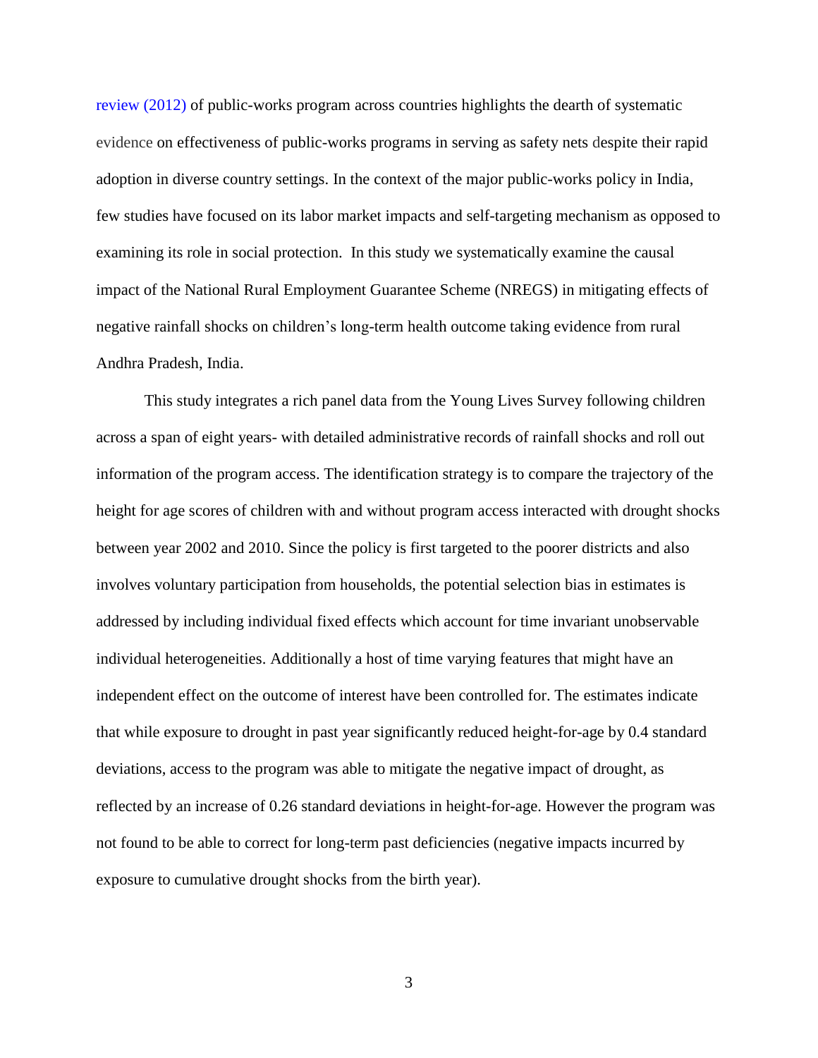review (2012) of public-works program across countries highlights the dearth of systematic evidence on effectiveness of public-works programs in serving as safety nets despite their rapid adoption in diverse country settings. In the context of the major public-works policy in India, few studies have focused on its labor market impacts and self-targeting mechanism as opposed to examining its role in social protection. In this study we systematically examine the causal impact of the National Rural Employment Guarantee Scheme (NREGS) in mitigating effects of negative rainfall shocks on children's long-term health outcome taking evidence from rural Andhra Pradesh, India.

This study integrates a rich panel data from the Young Lives Survey following children across a span of eight years- with detailed administrative records of rainfall shocks and roll out information of the program access. The identification strategy is to compare the trajectory of the height for age scores of children with and without program access interacted with drought shocks between year 2002 and 2010. Since the policy is first targeted to the poorer districts and also involves voluntary participation from households, the potential selection bias in estimates is addressed by including individual fixed effects which account for time invariant unobservable individual heterogeneities. Additionally a host of time varying features that might have an independent effect on the outcome of interest have been controlled for. The estimates indicate that while exposure to drought in past year significantly reduced height-for-age by 0.4 standard deviations, access to the program was able to mitigate the negative impact of drought, as reflected by an increase of 0.26 standard deviations in height-for-age. However the program was not found to be able to correct for long-term past deficiencies (negative impacts incurred by exposure to cumulative drought shocks from the birth year).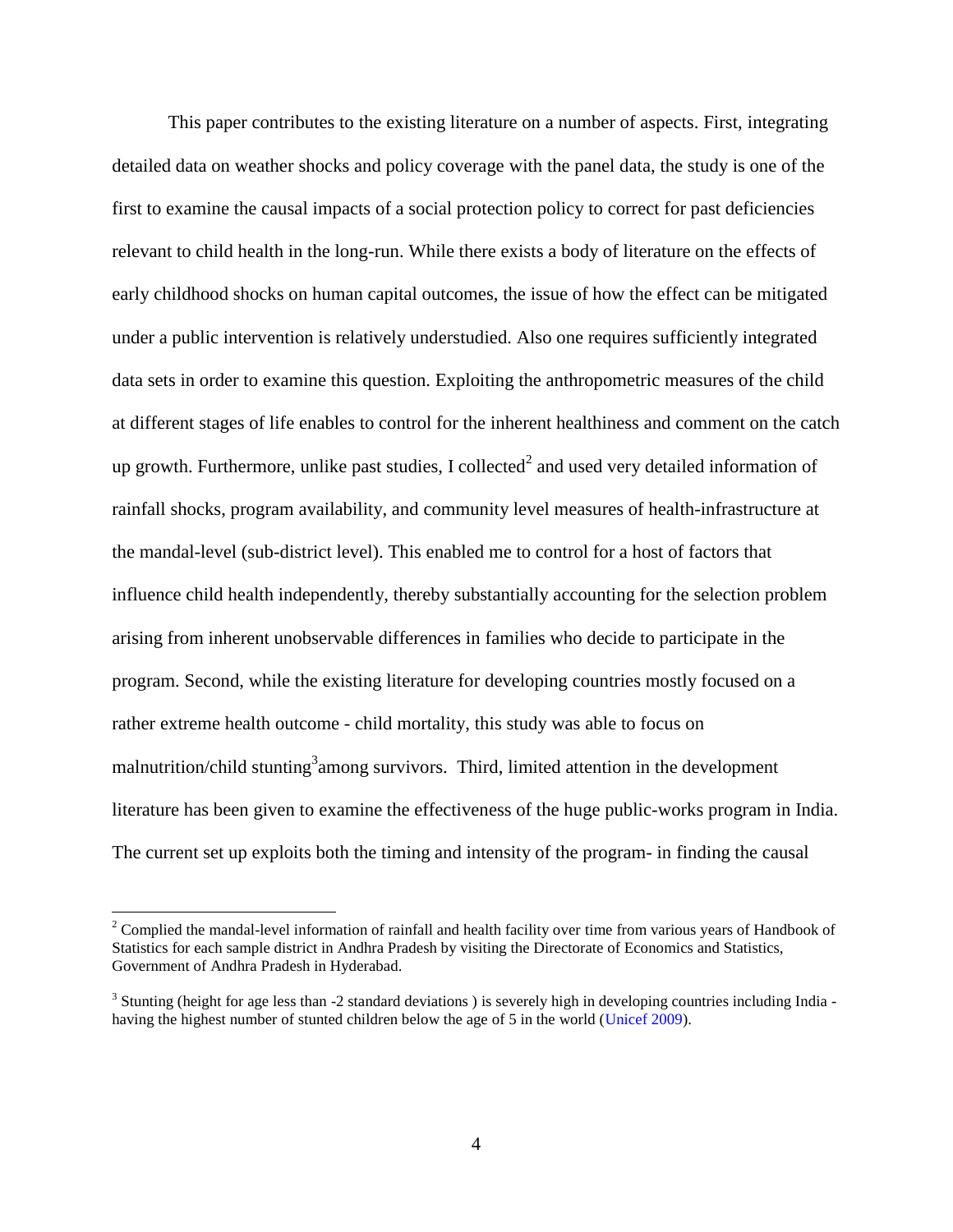This paper contributes to the existing literature on a number of aspects. First, integrating detailed data on weather shocks and policy coverage with the panel data, the study is one of the first to examine the causal impacts of a social protection policy to correct for past deficiencies relevant to child health in the long-run. While there exists a body of literature on the effects of early childhood shocks on human capital outcomes, the issue of how the effect can be mitigated under a public intervention is relatively understudied. Also one requires sufficiently integrated data sets in order to examine this question. Exploiting the anthropometric measures of the child at different stages of life enables to control for the inherent healthiness and comment on the catch up growth. Furthermore, unlike past studies, I collected[2] and used very detailed information of rainfall shocks, program availability, and community level measures of health-infrastructure at the mandal-level (sub-district level). This enabled me to control for a host of factors that influence child health independently, thereby substantially accounting for the selection problem arising from inherent unobservable differences in families who decide to participate in the program. Second, while the existing literature for developing countries mostly focused on a rather extreme health outcome - child mortality, this study was able to focus on malnutrition/child stunting[3]among survivors. Third, limited attention in the development literature has been given to examine the effectiveness of the huge public-works program in India. The current set up exploits both the timing and intensity of the program- in finding the causal

---

[2] Complied the mandal-level information of rainfall and health facility over time from various years of Handbook of Statistics for each sample district in Andhra Pradesh by visiting the Directorate of Economics and Statistics, Government of Andhra Pradesh in Hyderabad.

[3] Stunting (height for age less than -2 standard deviations ) is severely high in developing countries including India - having the highest number of stunted children below the age of 5 in the world (Unicef 2009).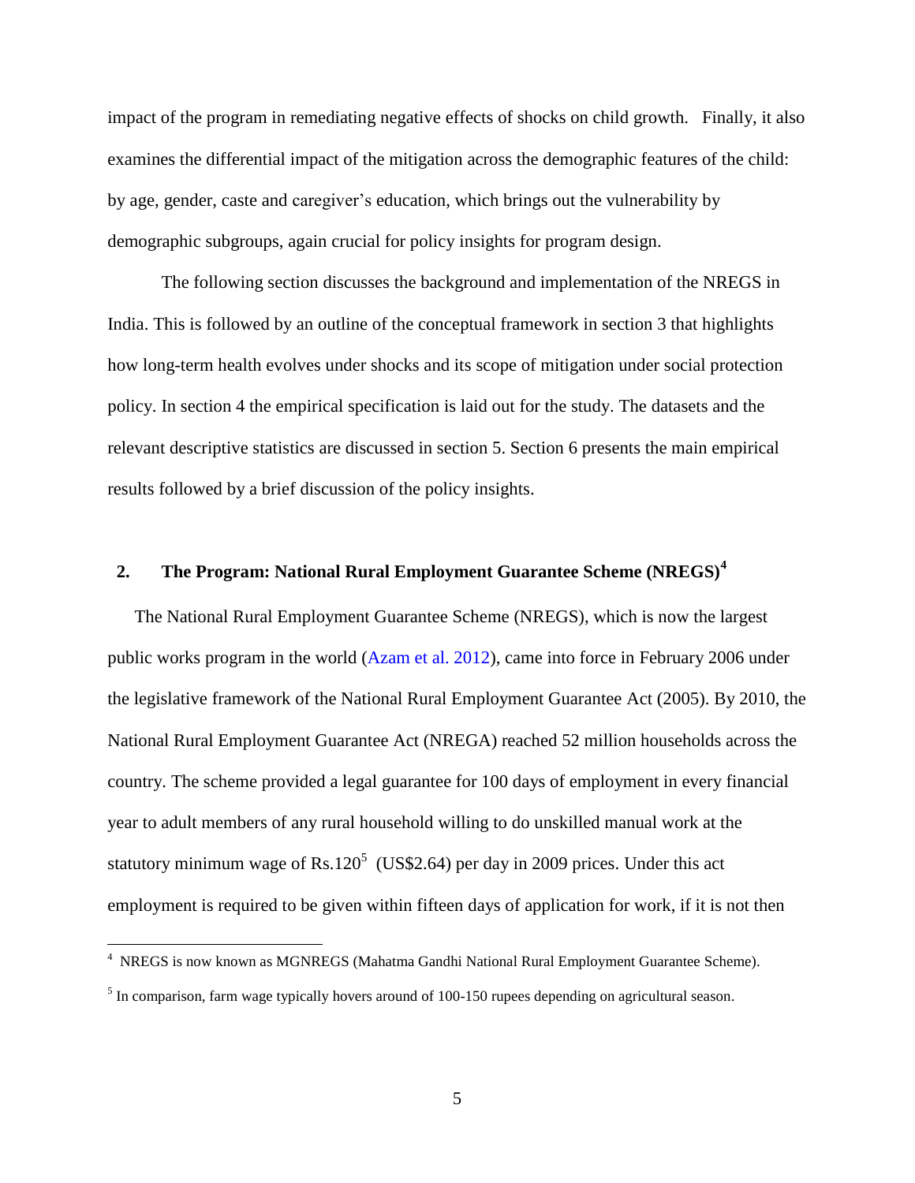impact of the program in remediating negative effects of shocks on child growth. Finally, it also examines the differential impact of the mitigation across the demographic features of the child: by age, gender, caste and caregiver's education, which brings out the vulnerability by demographic subgroups, again crucial for policy insights for program design.

The following section discusses the background and implementation of the NREGS in India. This is followed by an outline of the conceptual framework in section 3 that highlights how long-term health evolves under shocks and its scope of mitigation under social protection policy. In section 4 the empirical specification is laid out for the study. The datasets and the relevant descriptive statistics are discussed in section 5. Section 6 presents the main empirical results followed by a brief discussion of the policy insights.

## 2. The Program: National Rural Employment Guarantee Scheme (NREGS)[4]

The National Rural Employment Guarantee Scheme (NREGS), which is now the largest public works program in the world (Azam et al. 2012), came into force in February 2006 under the legislative framework of the National Rural Employment Guarantee Act (2005). By 2010, the National Rural Employment Guarantee Act (NREGA) reached 52 million households across the country. The scheme provided a legal guarantee for 100 days of employment in every financial year to adult members of any rural household willing to do unskilled manual work at the statutory minimum wage of Rs.120[5] (US$2.64) per day in 2009 prices. Under this act employment is required to be given within fifteen days of application for work, if it is not then

[4] NREGS is now known as MGNREGS (Mahatma Gandhi National Rural Employment Guarantee Scheme).

[5] In comparison, farm wage typically hovers around of 100-150 rupees depending on agricultural season.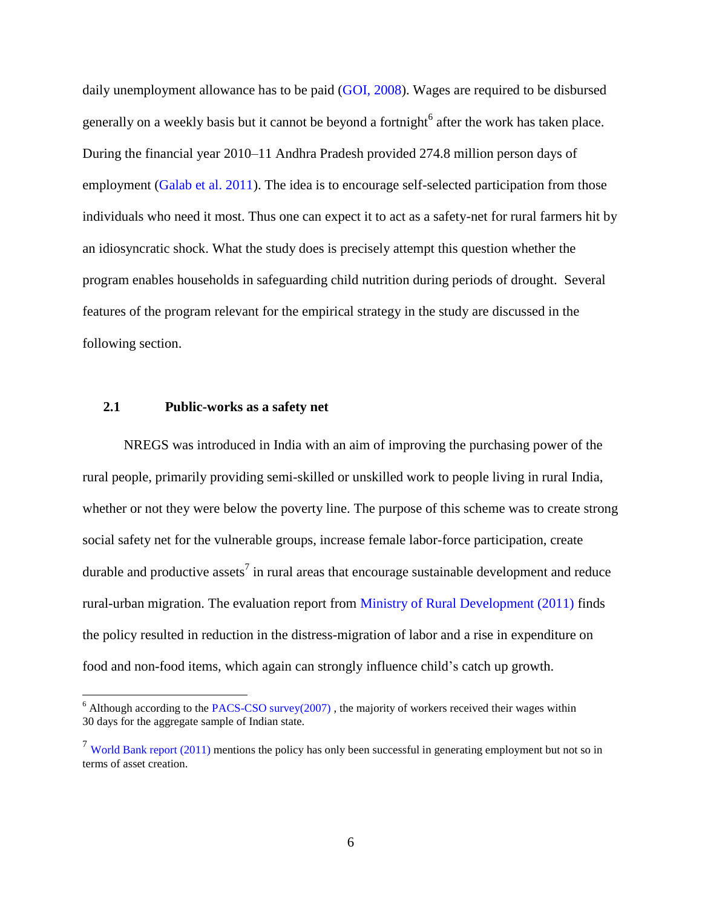daily unemployment allowance has to be paid (GOI, 2008). Wages are required to be disbursed generally on a weekly basis but it cannot be beyond a fortnight[6] after the work has taken place. During the financial year 2010–11 Andhra Pradesh provided 274.8 million person days of employment (Galab et al. 2011). The idea is to encourage self-selected participation from those individuals who need it most. Thus one can expect it to act as a safety-net for rural farmers hit by an idiosyncratic shock. What the study does is precisely attempt this question whether the program enables households in safeguarding child nutrition during periods of drought. Several features of the program relevant for the empirical strategy in the study are discussed in the following section.

## 2.1 Public-works as a safety net

NREGS was introduced in India with an aim of improving the purchasing power of the rural people, primarily providing semi-skilled or unskilled work to people living in rural India, whether or not they were below the poverty line. The purpose of this scheme was to create strong social safety net for the vulnerable groups, increase female labor-force participation, create durable and productive assets[7] in rural areas that encourage sustainable development and reduce rural-urban migration. The evaluation report from Ministry of Rural Development (2011) finds the policy resulted in reduction in the distress-migration of labor and a rise in expenditure on food and non-food items, which again can strongly influence child's catch up growth.

---

[6] Although according to the PACS-CSO survey(2007) , the majority of workers received their wages within 30 days for the aggregate sample of Indian state.

[7] World Bank report (2011) mentions the policy has only been successful in generating employment but not so in terms of asset creation.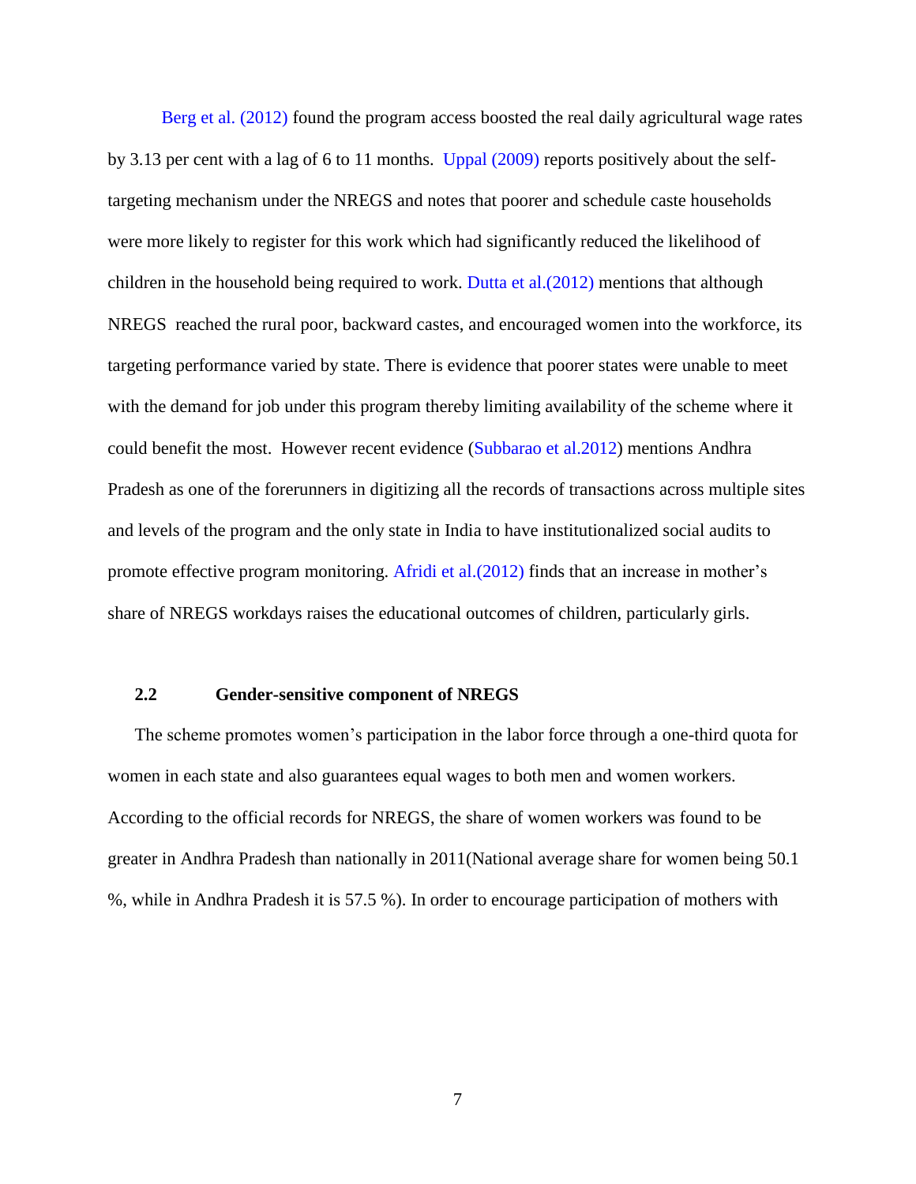Berg et al. (2012) found the program access boosted the real daily agricultural wage rates by 3.13 per cent with a lag of 6 to 11 months. Uppal (2009) reports positively about the self-targeting mechanism under the NREGS and notes that poorer and schedule caste households were more likely to register for this work which had significantly reduced the likelihood of children in the household being required to work. Dutta et al.(2012) mentions that although NREGS reached the rural poor, backward castes, and encouraged women into the workforce, its targeting performance varied by state. There is evidence that poorer states were unable to meet with the demand for job under this program thereby limiting availability of the scheme where it could benefit the most. However recent evidence (Subbarao et al.2012) mentions Andhra Pradesh as one of the forerunners in digitizing all the records of transactions across multiple sites and levels of the program and the only state in India to have institutionalized social audits to promote effective program monitoring. Afridi et al.(2012) finds that an increase in mother's share of NREGS workdays raises the educational outcomes of children, particularly girls.

## 2.2 Gender-sensitive component of NREGS

The scheme promotes women's participation in the labor force through a one-third quota for women in each state and also guarantees equal wages to both men and women workers. According to the official records for NREGS, the share of women workers was found to be greater in Andhra Pradesh than nationally in 2011(National average share for women being 50.1 %, while in Andhra Pradesh it is 57.5 %). In order to encourage participation of mothers with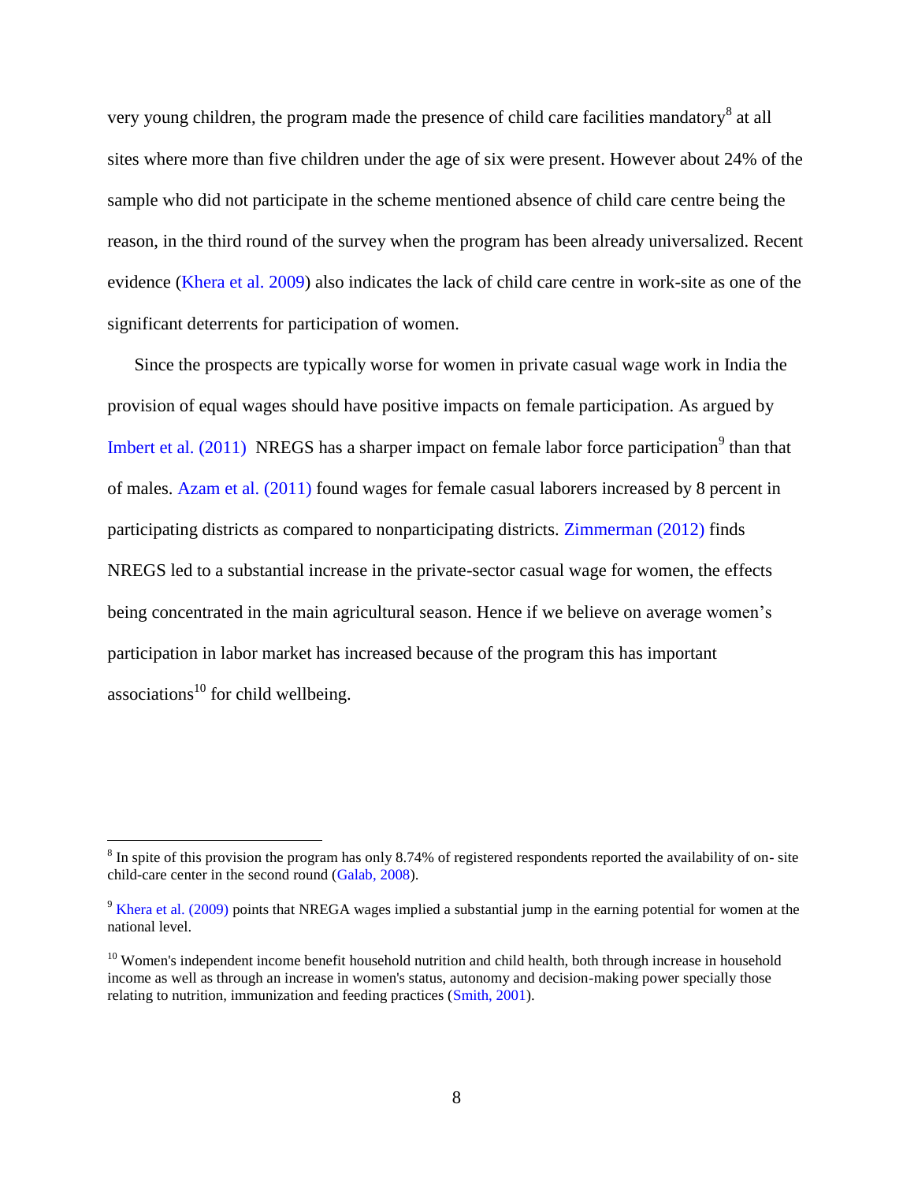very young children, the program made the presence of child care facilities mandatory[8] at all sites where more than five children under the age of six were present. However about 24% of the sample who did not participate in the scheme mentioned absence of child care centre being the reason, in the third round of the survey when the program has been already universalized. Recent evidence (Khera et al. 2009) also indicates the lack of child care centre in work-site as one of the significant deterrents for participation of women.

Since the prospects are typically worse for women in private casual wage work in India the provision of equal wages should have positive impacts on female participation. As argued by Imbert et al. (2011) NREGS has a sharper impact on female labor force participation[9] than that of males. Azam et al. (2011) found wages for female casual laborers increased by 8 percent in participating districts as compared to nonparticipating districts. Zimmerman (2012) finds NREGS led to a substantial increase in the private-sector casual wage for women, the effects being concentrated in the main agricultural season. Hence if we believe on average women's participation in labor market has increased because of the program this has important associations[10] for child wellbeing.

---

[8] In spite of this provision the program has only 8.74% of registered respondents reported the availability of on- site child-care center in the second round (Galab, 2008).

[9] Khera et al. (2009) points that NREGA wages implied a substantial jump in the earning potential for women at the national level.

[10] Women's independent income benefit household nutrition and child health, both through increase in household income as well as through an increase in women's status, autonomy and decision-making power specially those relating to nutrition, immunization and feeding practices (Smith, 2001).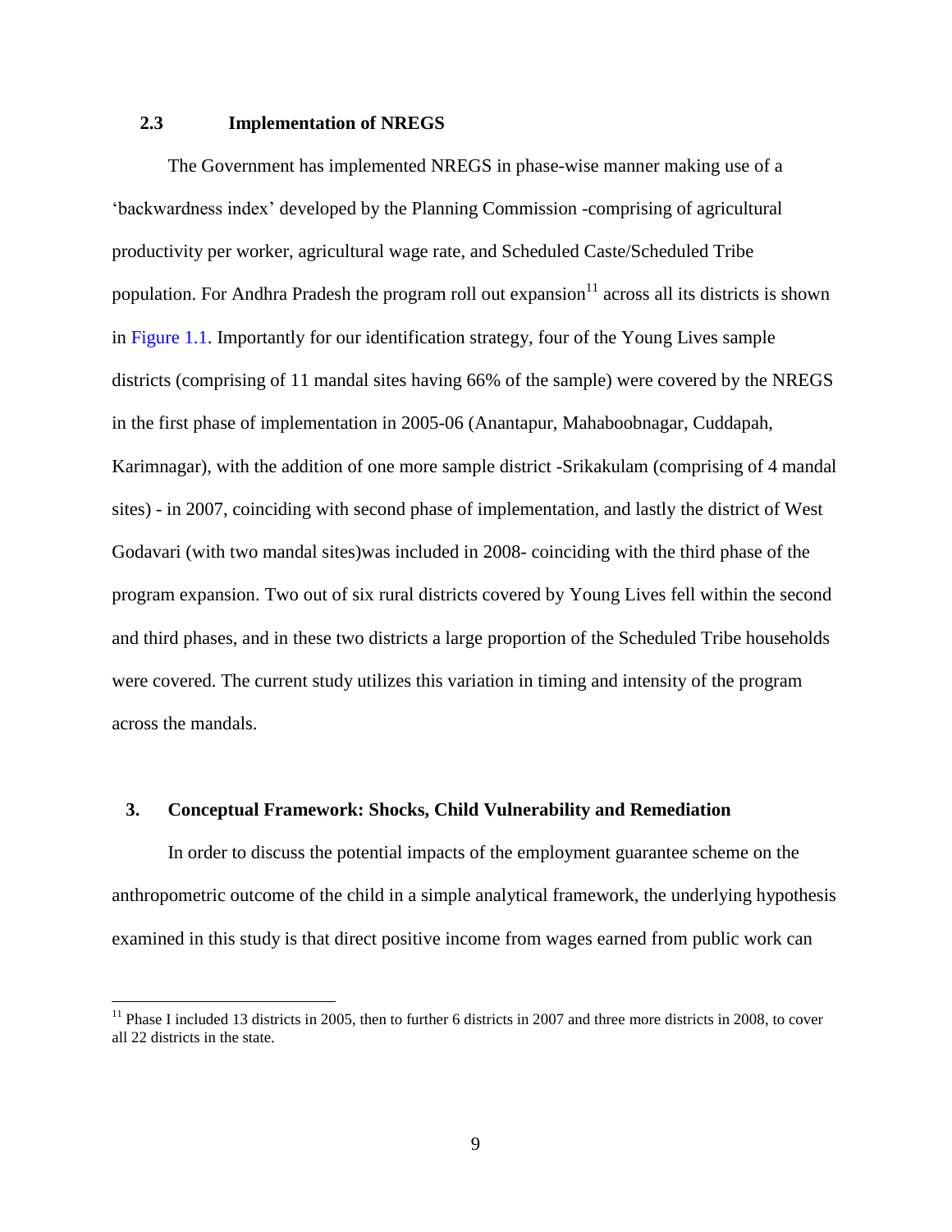### 2.3 Implementation of NREGS

The Government has implemented NREGS in phase-wise manner making use of a 'backwardness index' developed by the Planning Commission -comprising of agricultural productivity per worker, agricultural wage rate, and Scheduled Caste/Scheduled Tribe population. For Andhra Pradesh the program roll out expansion[11] across all its districts is shown in Figure 1.1. Importantly for our identification strategy, four of the Young Lives sample districts (comprising of 11 mandal sites having 66% of the sample) were covered by the NREGS in the first phase of implementation in 2005-06 (Anantapur, Mahaboobnagar, Cuddapah, Karimnagar), with the addition of one more sample district -Srikakulam (comprising of 4 mandal sites) - in 2007, coinciding with second phase of implementation, and lastly the district of West Godavari (with two mandal sites)was included in 2008- coinciding with the third phase of the program expansion. Two out of six rural districts covered by Young Lives fell within the second and third phases, and in these two districts a large proportion of the Scheduled Tribe households were covered. The current study utilizes this variation in timing and intensity of the program across the mandals.

## 3. Conceptual Framework: Shocks, Child Vulnerability and Remediation

In order to discuss the potential impacts of the employment guarantee scheme on the anthropometric outcome of the child in a simple analytical framework, the underlying hypothesis examined in this study is that direct positive income from wages earned from public work can

[11] Phase I included 13 districts in 2005, then to further 6 districts in 2007 and three more districts in 2008, to cover all 22 districts in the state.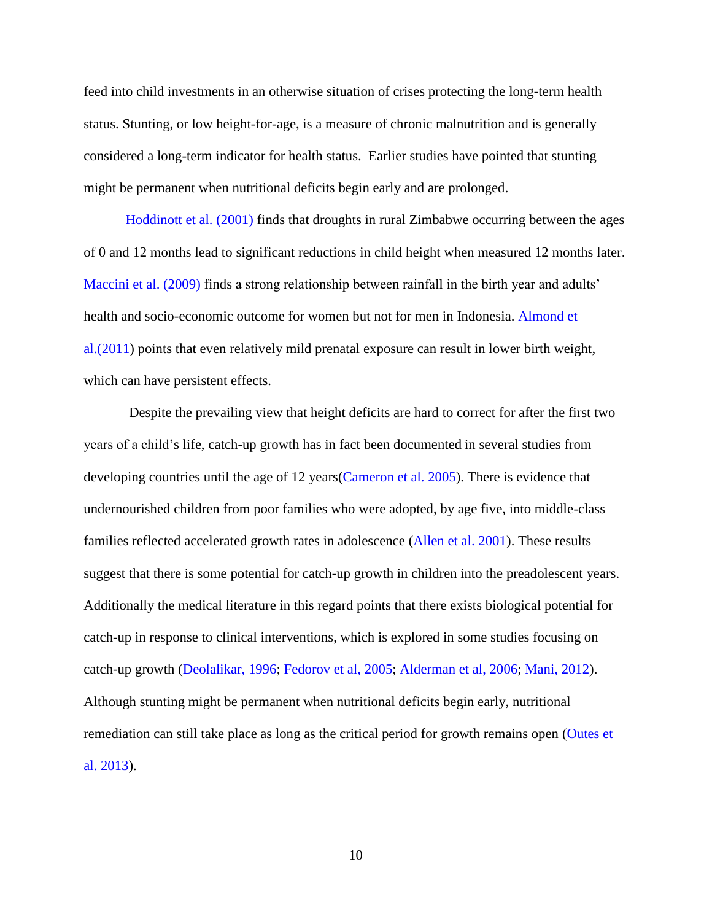feed into child investments in an otherwise situation of crises protecting the long-term health status. Stunting, or low height-for-age, is a measure of chronic malnutrition and is generally considered a long-term indicator for health status. Earlier studies have pointed that stunting might be permanent when nutritional deficits begin early and are prolonged.

Hoddinott et al. (2001) finds that droughts in rural Zimbabwe occurring between the ages of 0 and 12 months lead to significant reductions in child height when measured 12 months later. Maccini et al. (2009) finds a strong relationship between rainfall in the birth year and adults' health and socio-economic outcome for women but not for men in Indonesia. Almond et al.(2011) points that even relatively mild prenatal exposure can result in lower birth weight, which can have persistent effects.

Despite the prevailing view that height deficits are hard to correct for after the first two years of a child's life, catch-up growth has in fact been documented in several studies from developing countries until the age of 12 years(Cameron et al. 2005). There is evidence that undernourished children from poor families who were adopted, by age five, into middle-class families reflected accelerated growth rates in adolescence (Allen et al. 2001). These results suggest that there is some potential for catch-up growth in children into the preadolescent years. Additionally the medical literature in this regard points that there exists biological potential for catch-up in response to clinical interventions, which is explored in some studies focusing on catch-up growth (Deolalikar, 1996; Fedorov et al, 2005; Alderman et al, 2006; Mani, 2012). Although stunting might be permanent when nutritional deficits begin early, nutritional remediation can still take place as long as the critical period for growth remains open (Outes et al. 2013).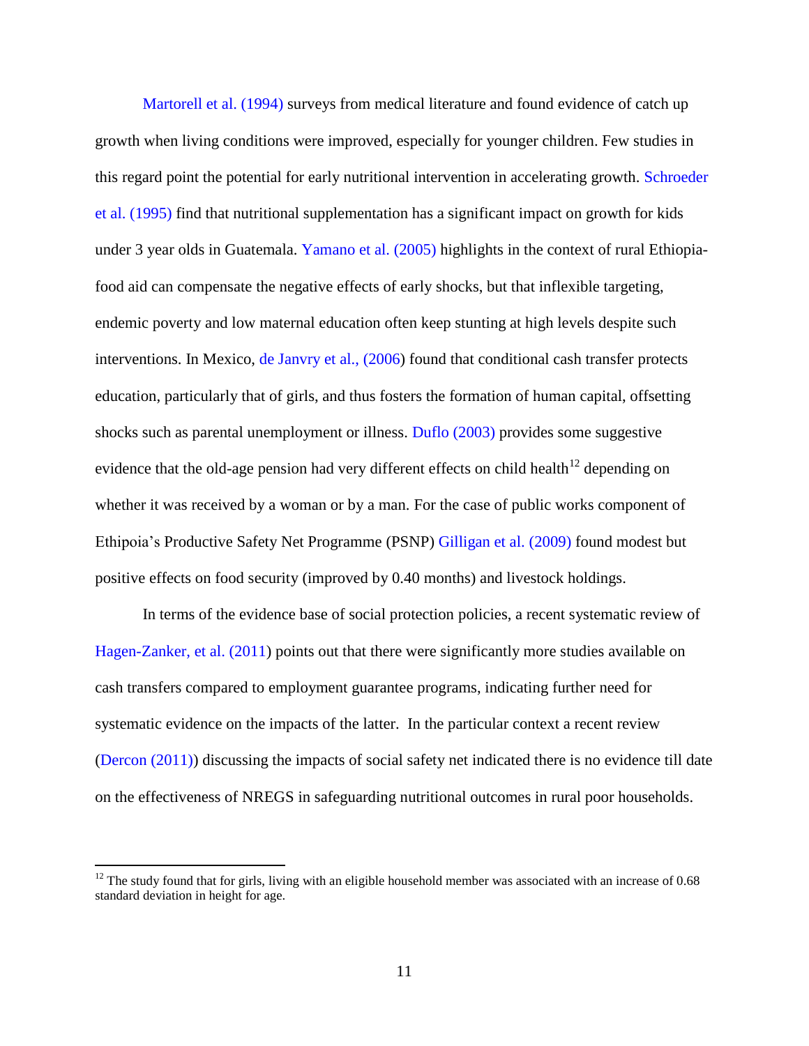Martorell et al. (1994) surveys from medical literature and found evidence of catch up growth when living conditions were improved, especially for younger children. Few studies in this regard point the potential for early nutritional intervention in accelerating growth. Schroeder et al. (1995) find that nutritional supplementation has a significant impact on growth for kids under 3 year olds in Guatemala. Yamano et al. (2005) highlights in the context of rural Ethiopia- food aid can compensate the negative effects of early shocks, but that inflexible targeting, endemic poverty and low maternal education often keep stunting at high levels despite such interventions. In Mexico, de Janvry et al., (2006) found that conditional cash transfer protects education, particularly that of girls, and thus fosters the formation of human capital, offsetting shocks such as parental unemployment or illness. Duflo (2003) provides some suggestive evidence that the old-age pension had very different effects on child health[12] depending on whether it was received by a woman or by a man. For the case of public works component of Ethipoia's Productive Safety Net Programme (PSNP) Gilligan et al. (2009) found modest but positive effects on food security (improved by 0.40 months) and livestock holdings.

In terms of the evidence base of social protection policies, a recent systematic review of Hagen-Zanker, et al. (2011) points out that there were significantly more studies available on cash transfers compared to employment guarantee programs, indicating further need for systematic evidence on the impacts of the latter. In the particular context a recent review (Dercon (2011)) discussing the impacts of social safety net indicated there is no evidence till date on the effectiveness of NREGS in safeguarding nutritional outcomes in rural poor households.

[12] The study found that for girls, living with an eligible household member was associated with an increase of 0.68 standard deviation in height for age.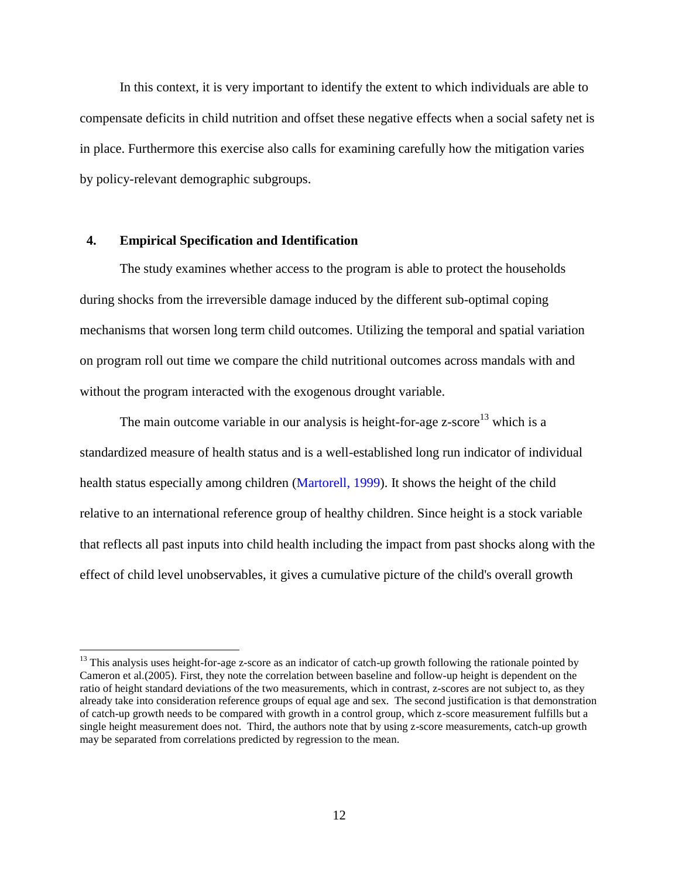In this context, it is very important to identify the extent to which individuals are able to compensate deficits in child nutrition and offset these negative effects when a social safety net is in place. Furthermore this exercise also calls for examining carefully how the mitigation varies by policy-relevant demographic subgroups.

## 4. Empirical Specification and Identification

The study examines whether access to the program is able to protect the households during shocks from the irreversible damage induced by the different sub-optimal coping mechanisms that worsen long term child outcomes. Utilizing the temporal and spatial variation on program roll out time we compare the child nutritional outcomes across mandals with and without the program interacted with the exogenous drought variable.

The main outcome variable in our analysis is height-for-age z-score[13] which is a standardized measure of health status and is a well-established long run indicator of individual health status especially among children (Martorell, 1999). It shows the height of the child relative to an international reference group of healthy children. Since height is a stock variable that reflects all past inputs into child health including the impact from past shocks along with the effect of child level unobservables, it gives a cumulative picture of the child's overall growth

[13] This analysis uses height-for-age z-score as an indicator of catch-up growth following the rationale pointed by Cameron et al.(2005). First, they note the correlation between baseline and follow-up height is dependent on the ratio of height standard deviations of the two measurements, which in contrast, z-scores are not subject to, as they already take into consideration reference groups of equal age and sex. The second justification is that demonstration of catch-up growth needs to be compared with growth in a control group, which z-score measurement fulfills but a single height measurement does not. Third, the authors note that by using z-score measurements, catch-up growth may be separated from correlations predicted by regression to the mean.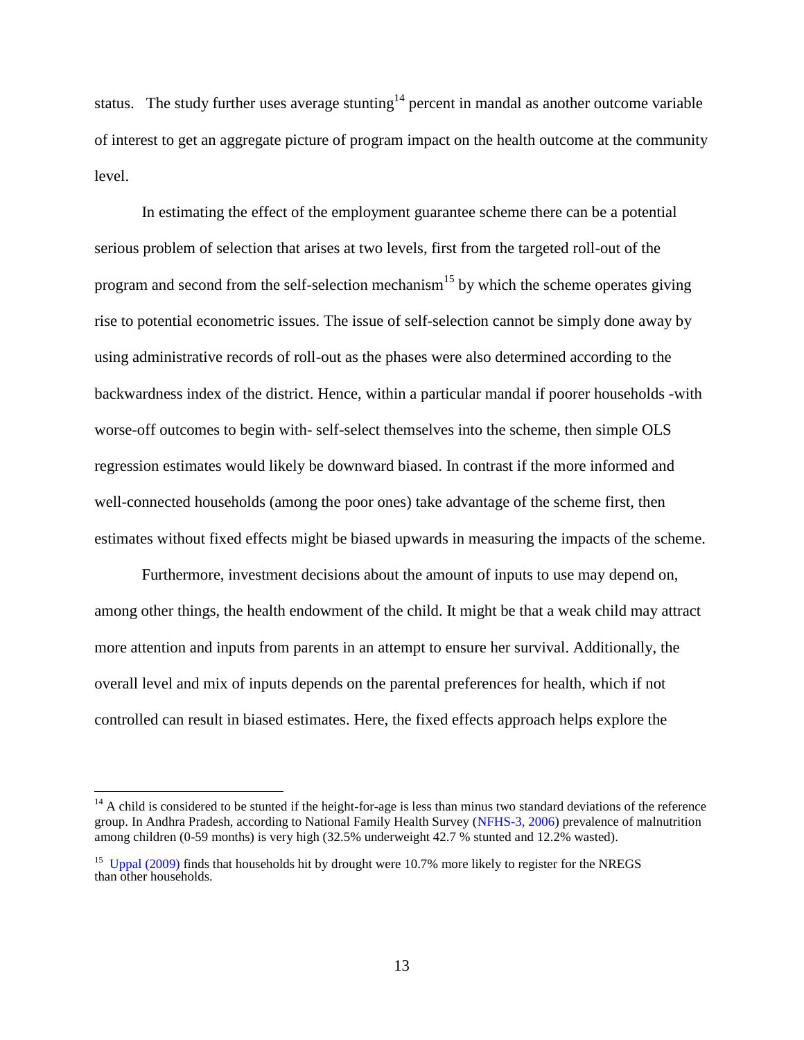status. The study further uses average stunting[14] percent in mandal as another outcome variable of interest to get an aggregate picture of program impact on the health outcome at the community level.

In estimating the effect of the employment guarantee scheme there can be a potential serious problem of selection that arises at two levels, first from the targeted roll-out of the program and second from the self-selection mechanism[15] by which the scheme operates giving rise to potential econometric issues. The issue of self-selection cannot be simply done away by using administrative records of roll-out as the phases were also determined according to the backwardness index of the district. Hence, within a particular mandal if poorer households -with worse-off outcomes to begin with- self-select themselves into the scheme, then simple OLS regression estimates would likely be downward biased. In contrast if the more informed and well-connected households (among the poor ones) take advantage of the scheme first, then estimates without fixed effects might be biased upwards in measuring the impacts of the scheme.

Furthermore, investment decisions about the amount of inputs to use may depend on, among other things, the health endowment of the child. It might be that a weak child may attract more attention and inputs from parents in an attempt to ensure her survival. Additionally, the overall level and mix of inputs depends on the parental preferences for health, which if not controlled can result in biased estimates. Here, the fixed effects approach helps explore the

---

[14] A child is considered to be stunted if the height-for-age is less than minus two standard deviations of the reference group. In Andhra Pradesh, according to National Family Health Survey (NFHS-3, 2006) prevalence of malnutrition among children (0-59 months) is very high (32.5% underweight 42.7 % stunted and 12.2% wasted).

[15] Uppal (2009) finds that households hit by drought were 10.7% more likely to register for the NREGS than other households.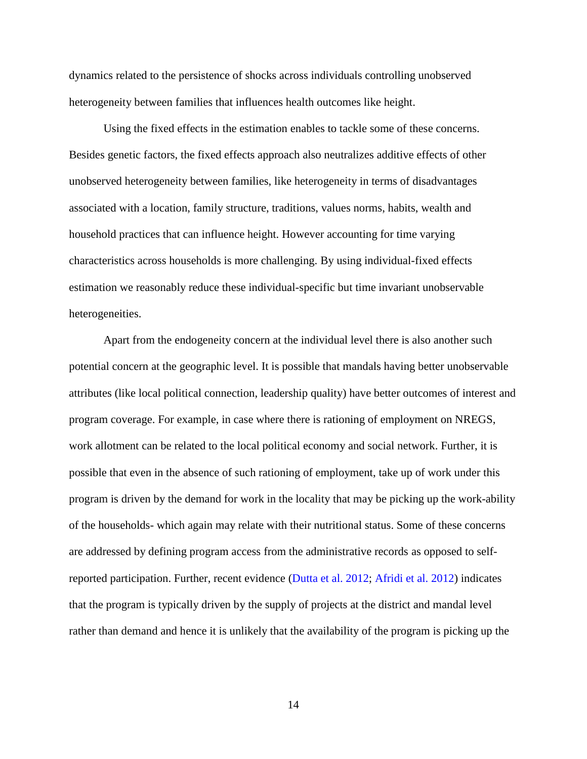dynamics related to the persistence of shocks across individuals controlling unobserved heterogeneity between families that influences health outcomes like height.

Using the fixed effects in the estimation enables to tackle some of these concerns. Besides genetic factors, the fixed effects approach also neutralizes additive effects of other unobserved heterogeneity between families, like heterogeneity in terms of disadvantages associated with a location, family structure, traditions, values norms, habits, wealth and household practices that can influence height. However accounting for time varying characteristics across households is more challenging. By using individual-fixed effects estimation we reasonably reduce these individual-specific but time invariant unobservable heterogeneities.

Apart from the endogeneity concern at the individual level there is also another such potential concern at the geographic level. It is possible that mandals having better unobservable attributes (like local political connection, leadership quality) have better outcomes of interest and program coverage. For example, in case where there is rationing of employment on NREGS, work allotment can be related to the local political economy and social network. Further, it is possible that even in the absence of such rationing of employment, take up of work under this program is driven by the demand for work in the locality that may be picking up the work-ability of the households- which again may relate with their nutritional status. Some of these concerns are addressed by defining program access from the administrative records as opposed to self-reported participation. Further, recent evidence (Dutta et al. 2012; Afridi et al. 2012) indicates that the program is typically driven by the supply of projects at the district and mandal level rather than demand and hence it is unlikely that the availability of the program is picking up the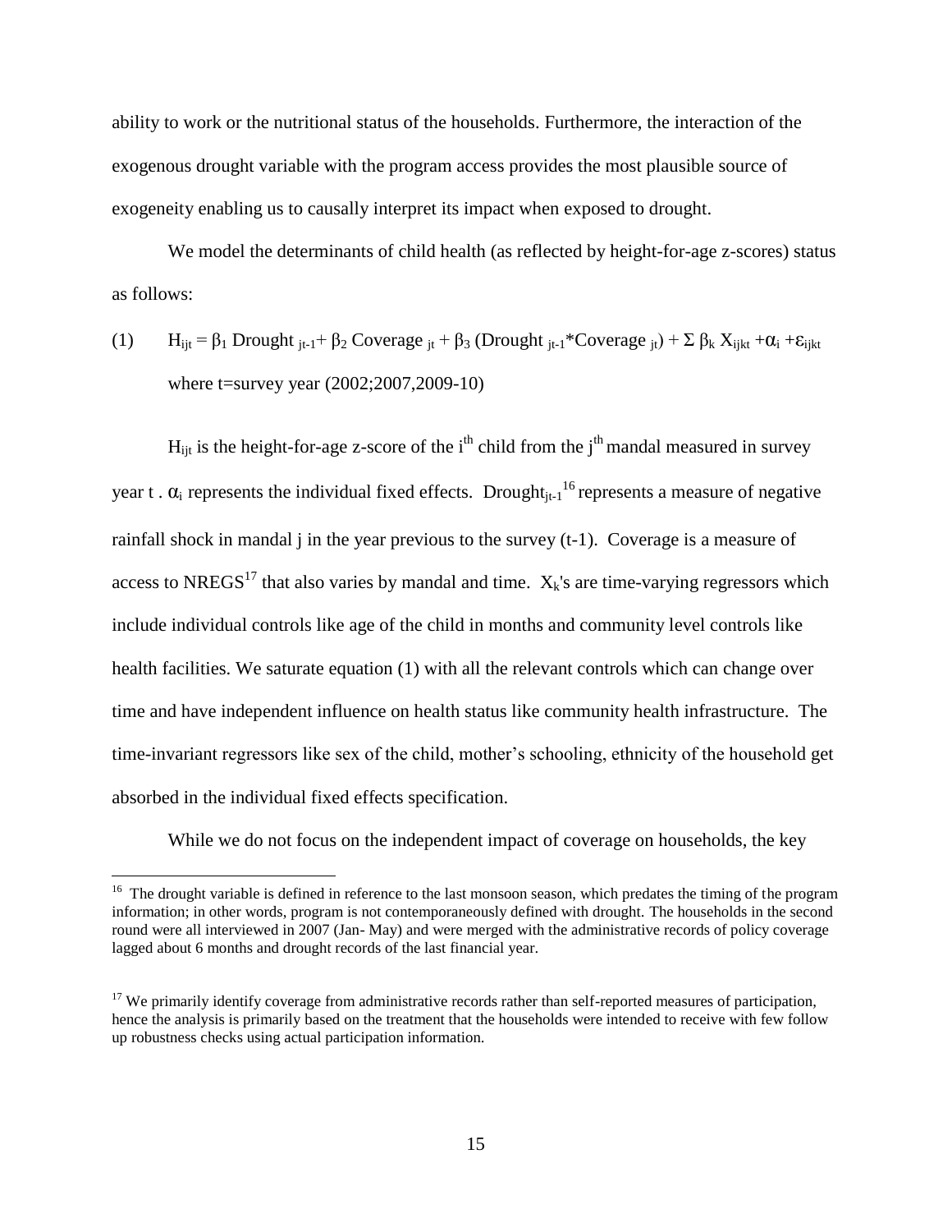ability to work or the nutritional status of the households. Furthermore, the interaction of the exogenous drought variable with the program access provides the most plausible source of exogeneity enabling us to causally interpret its impact when exposed to drought.

We model the determinants of child health (as reflected by height-for-age z-scores) status as follows:

(1) $H_{ijt} = \beta_1 \text{ Drought}_{jt-1} + \beta_2 \text{ Coverage}_{jt} + \beta_3 (\text{Drought}_{jt-1} * \text{Coverage}_{jt}) + \Sigma\, \beta_k X_{ijkt} + \alpha_i + \varepsilon_{ijkt}$

where t=survey year (2002;2007,2009-10)

$H_{ijt}$ is the height-for-age z-score of the $i^{th}$ child from the $j^{th}$ mandal measured in survey year t . $\alpha_i$ represents the individual fixed effects. $\text{Drought}_{jt-1}$[16] represents a measure of negative rainfall shock in mandal j in the year previous to the survey (t-1). Coverage is a measure of access to NREGS[17] that also varies by mandal and time. $X_k$'s are time-varying regressors which include individual controls like age of the child in months and community level controls like health facilities. We saturate equation (1) with all the relevant controls which can change over time and have independent influence on health status like community health infrastructure. The time-invariant regressors like sex of the child, mother's schooling, ethnicity of the household get absorbed in the individual fixed effects specification.

While we do not focus on the independent impact of coverage on households, the key

---

[16] The drought variable is defined in reference to the last monsoon season, which predates the timing of the program information; in other words, program is not contemporaneously defined with drought. The households in the second round were all interviewed in 2007 (Jan- May) and were merged with the administrative records of policy coverage lagged about 6 months and drought records of the last financial year.

[17] We primarily identify coverage from administrative records rather than self-reported measures of participation, hence the analysis is primarily based on the treatment that the households were intended to receive with few follow up robustness checks using actual participation information.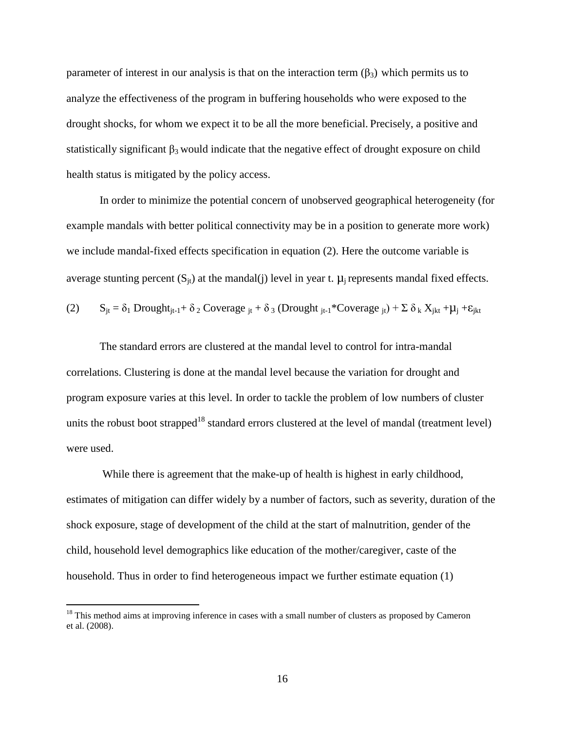parameter of interest in our analysis is that on the interaction term ($\beta_3$) which permits us to analyze the effectiveness of the program in buffering households who were exposed to the drought shocks, for whom we expect it to be all the more beneficial. Precisely, a positive and statistically significant $\beta_3$ would indicate that the negative effect of drought exposure on child health status is mitigated by the policy access.

In order to minimize the potential concern of unobserved geographical heterogeneity (for example mandals with better political connectivity may be in a position to generate more work) we include mandal-fixed effects specification in equation (2). Here the outcome variable is average stunting percent ($S_{jt}$) at the mandal(j) level in year t. $\mu_j$ represents mandal fixed effects.

$$(2) \qquad S_{jt} = \delta_1 \text{ Drought}_{jt-1} + \delta_2 \text{ Coverage}_{jt} + \delta_3 (\text{Drought}_{jt-1} * \text{Coverage}_{jt}) + \Sigma\, \delta_k X_{jkt} + \mu_j + \varepsilon_{jkt}$$

The standard errors are clustered at the mandal level to control for intra-mandal correlations. Clustering is done at the mandal level because the variation for drought and program exposure varies at this level. In order to tackle the problem of low numbers of cluster units the robust boot strapped[18] standard errors clustered at the level of mandal (treatment level) were used.

While there is agreement that the make-up of health is highest in early childhood, estimates of mitigation can differ widely by a number of factors, such as severity, duration of the shock exposure, stage of development of the child at the start of malnutrition, gender of the child, household level demographics like education of the mother/caregiver, caste of the household. Thus in order to find heterogeneous impact we further estimate equation (1)

[18] This method aims at improving inference in cases with a small number of clusters as proposed by Cameron et al. (2008).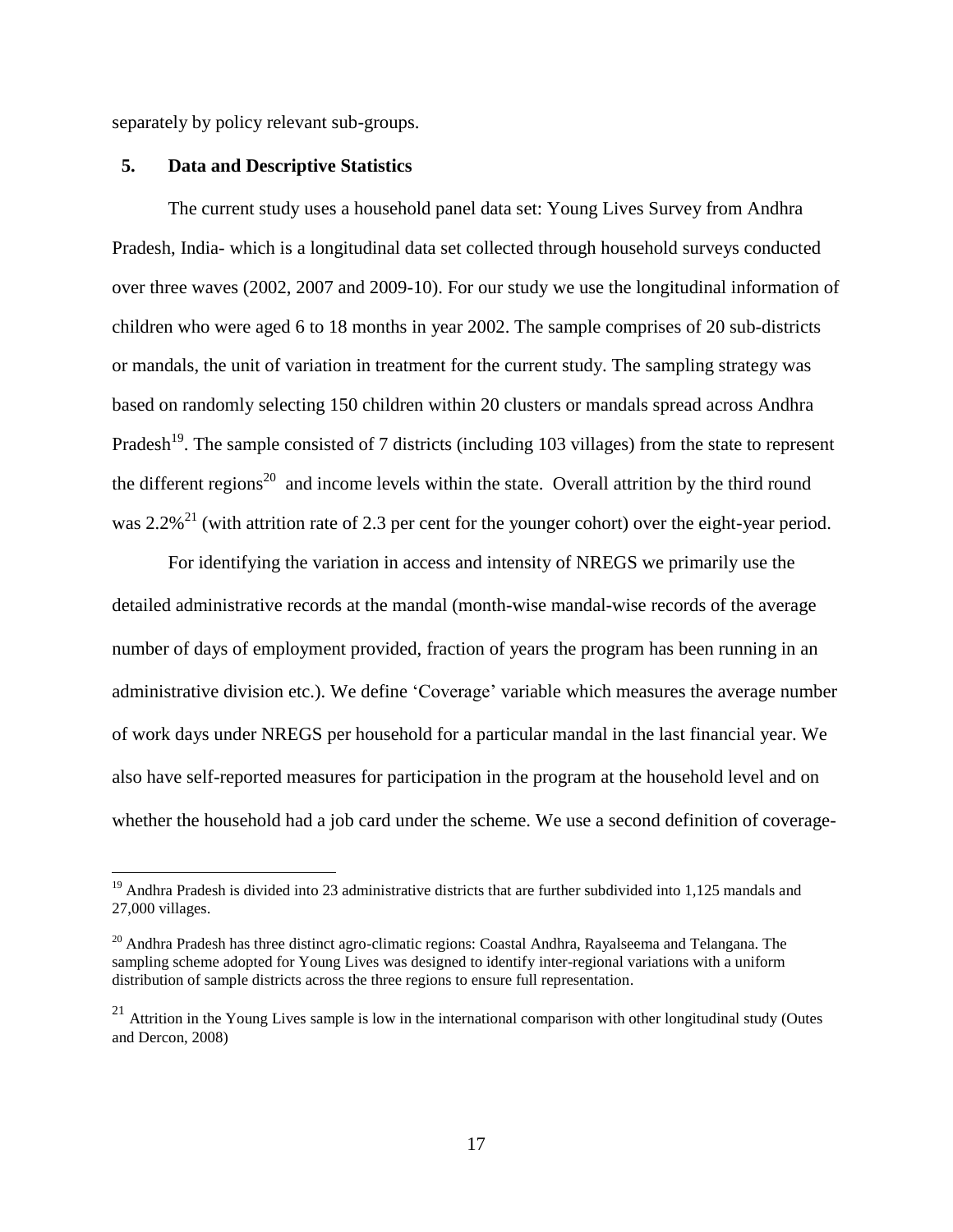separately by policy relevant sub-groups.

## 5. Data and Descriptive Statistics

The current study uses a household panel data set: Young Lives Survey from Andhra Pradesh, India- which is a longitudinal data set collected through household surveys conducted over three waves (2002, 2007 and 2009-10). For our study we use the longitudinal information of children who were aged 6 to 18 months in year 2002. The sample comprises of 20 sub-districts or mandals, the unit of variation in treatment for the current study. The sampling strategy was based on randomly selecting 150 children within 20 clusters or mandals spread across Andhra Pradesh[19]. The sample consisted of 7 districts (including 103 villages) from the state to represent the different regions[20] and income levels within the state. Overall attrition by the third round was 2.2%[21] (with attrition rate of 2.3 per cent for the younger cohort) over the eight-year period.

For identifying the variation in access and intensity of NREGS we primarily use the detailed administrative records at the mandal (month-wise mandal-wise records of the average number of days of employment provided, fraction of years the program has been running in an administrative division etc.). We define 'Coverage' variable which measures the average number of work days under NREGS per household for a particular mandal in the last financial year. We also have self-reported measures for participation in the program at the household level and on whether the household had a job card under the scheme. We use a second definition of coverage-

---

[19] Andhra Pradesh is divided into 23 administrative districts that are further subdivided into 1,125 mandals and 27,000 villages.

[20] Andhra Pradesh has three distinct agro-climatic regions: Coastal Andhra, Rayalseema and Telangana. The sampling scheme adopted for Young Lives was designed to identify inter-regional variations with a uniform distribution of sample districts across the three regions to ensure full representation.

[21] Attrition in the Young Lives sample is low in the international comparison with other longitudinal study (Outes and Dercon, 2008)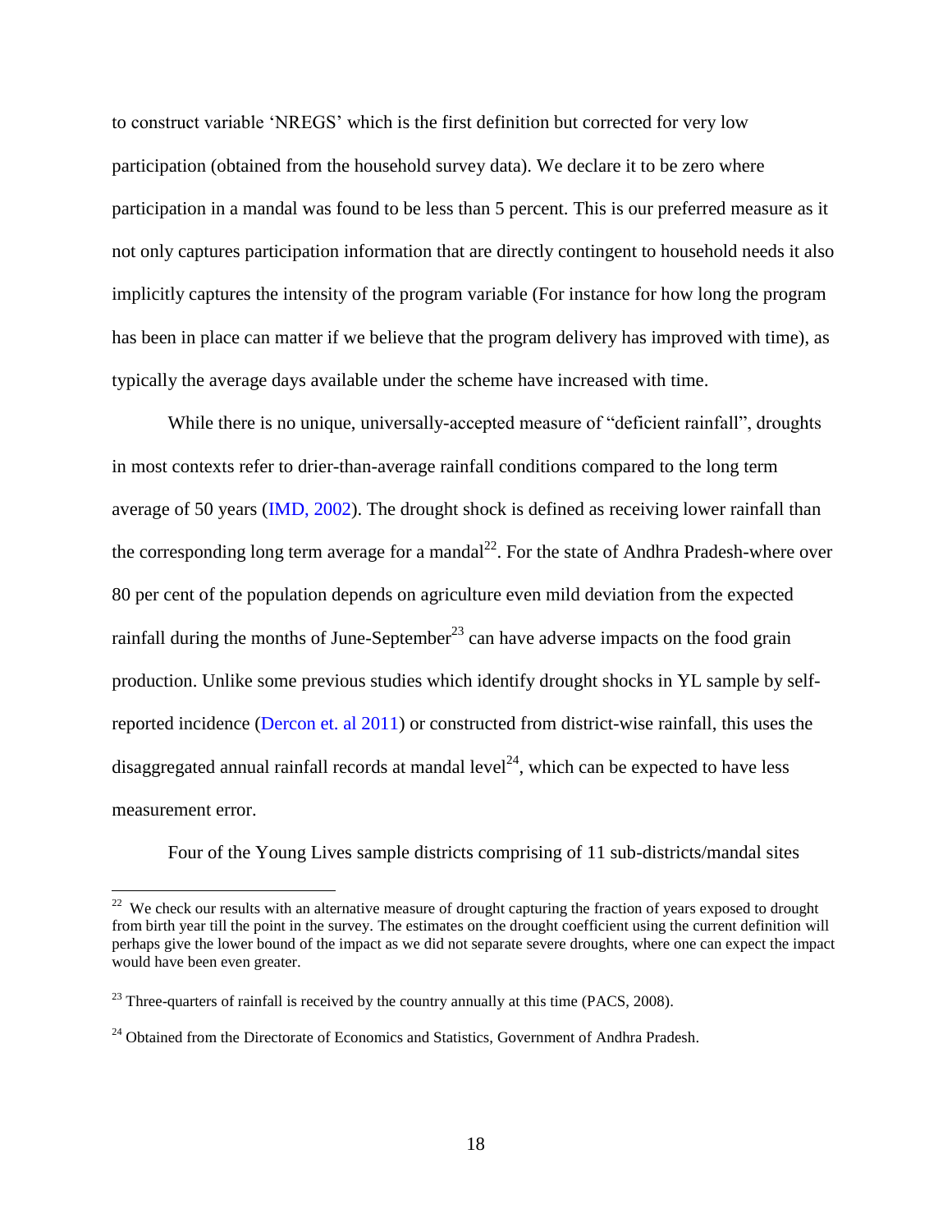to construct variable 'NREGS' which is the first definition but corrected for very low participation (obtained from the household survey data). We declare it to be zero where participation in a mandal was found to be less than 5 percent. This is our preferred measure as it not only captures participation information that are directly contingent to household needs it also implicitly captures the intensity of the program variable (For instance for how long the program has been in place can matter if we believe that the program delivery has improved with time), as typically the average days available under the scheme have increased with time.

While there is no unique, universally-accepted measure of "deficient rainfall", droughts in most contexts refer to drier-than-average rainfall conditions compared to the long term average of 50 years (IMD, 2002). The drought shock is defined as receiving lower rainfall than the corresponding long term average for a mandal[22]. For the state of Andhra Pradesh-where over 80 per cent of the population depends on agriculture even mild deviation from the expected rainfall during the months of June-September[23] can have adverse impacts on the food grain production. Unlike some previous studies which identify drought shocks in YL sample by self-reported incidence (Dercon et. al 2011) or constructed from district-wise rainfall, this uses the disaggregated annual rainfall records at mandal level[24], which can be expected to have less measurement error.

Four of the Young Lives sample districts comprising of 11 sub-districts/mandal sites

---

[22] We check our results with an alternative measure of drought capturing the fraction of years exposed to drought from birth year till the point in the survey. The estimates on the drought coefficient using the current definition will perhaps give the lower bound of the impact as we did not separate severe droughts, where one can expect the impact would have been even greater.

[23] Three-quarters of rainfall is received by the country annually at this time (PACS, 2008).

[24] Obtained from the Directorate of Economics and Statistics, Government of Andhra Pradesh.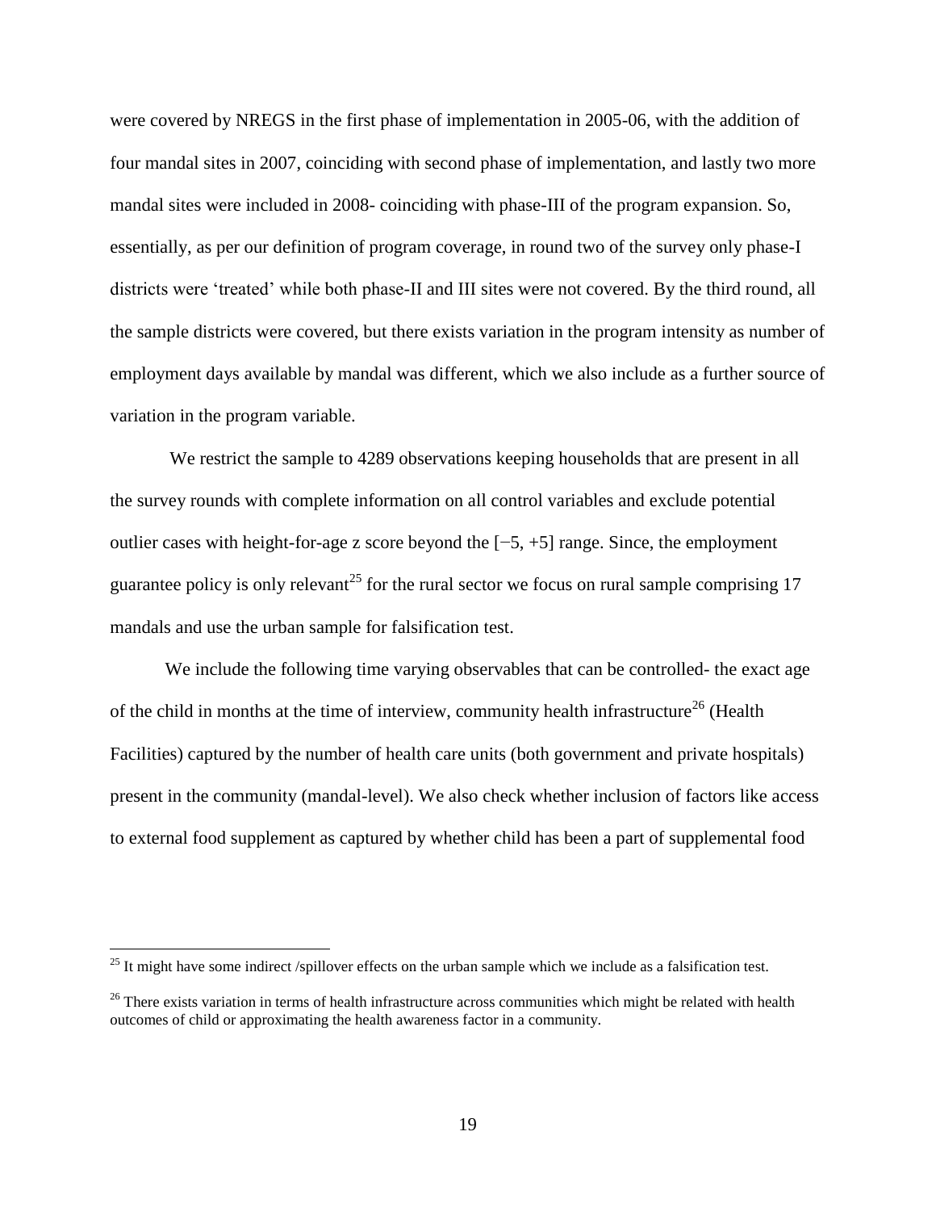were covered by NREGS in the first phase of implementation in 2005-06, with the addition of four mandal sites in 2007, coinciding with second phase of implementation, and lastly two more mandal sites were included in 2008- coinciding with phase-III of the program expansion. So, essentially, as per our definition of program coverage, in round two of the survey only phase-I districts were 'treated' while both phase-II and III sites were not covered. By the third round, all the sample districts were covered, but there exists variation in the program intensity as number of employment days available by mandal was different, which we also include as a further source of variation in the program variable.

We restrict the sample to 4289 observations keeping households that are present in all the survey rounds with complete information on all control variables and exclude potential outlier cases with height-for-age z score beyond the [−5, +5] range. Since, the employment guarantee policy is only relevant[25] for the rural sector we focus on rural sample comprising 17 mandals and use the urban sample for falsification test.

We include the following time varying observables that can be controlled- the exact age of the child in months at the time of interview, community health infrastructure[26] (Health Facilities) captured by the number of health care units (both government and private hospitals) present in the community (mandal-level). We also check whether inclusion of factors like access to external food supplement as captured by whether child has been a part of supplemental food

[25] It might have some indirect /spillover effects on the urban sample which we include as a falsification test.

[26] There exists variation in terms of health infrastructure across communities which might be related with health outcomes of child or approximating the health awareness factor in a community.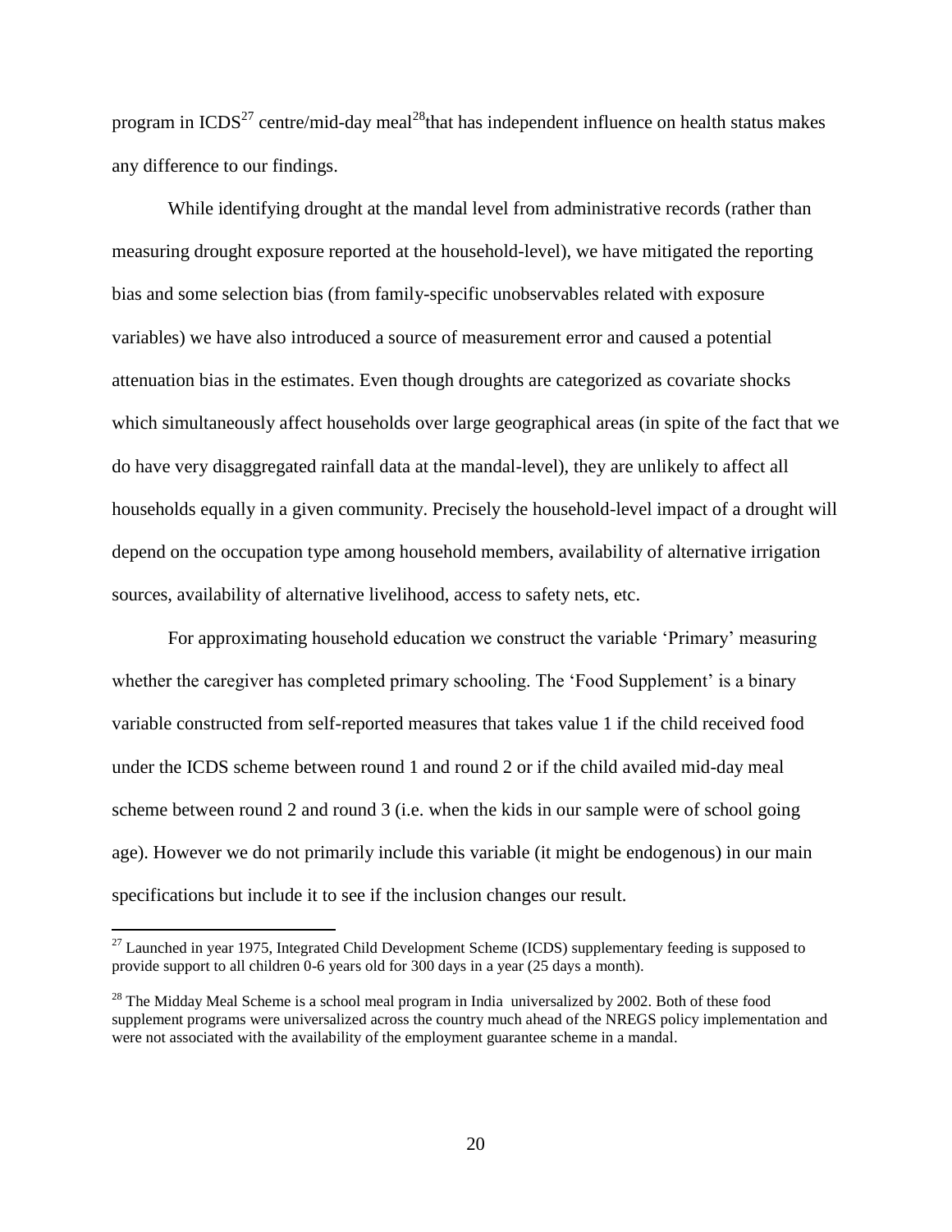program in ICDS[27] centre/mid-day meal[28]that has independent influence on health status makes any difference to our findings.

While identifying drought at the mandal level from administrative records (rather than measuring drought exposure reported at the household-level), we have mitigated the reporting bias and some selection bias (from family-specific unobservables related with exposure variables) we have also introduced a source of measurement error and caused a potential attenuation bias in the estimates. Even though droughts are categorized as covariate shocks which simultaneously affect households over large geographical areas (in spite of the fact that we do have very disaggregated rainfall data at the mandal-level), they are unlikely to affect all households equally in a given community. Precisely the household-level impact of a drought will depend on the occupation type among household members, availability of alternative irrigation sources, availability of alternative livelihood, access to safety nets, etc.

For approximating household education we construct the variable 'Primary' measuring whether the caregiver has completed primary schooling. The 'Food Supplement' is a binary variable constructed from self-reported measures that takes value 1 if the child received food under the ICDS scheme between round 1 and round 2 or if the child availed mid-day meal scheme between round 2 and round 3 (i.e. when the kids in our sample were of school going age). However we do not primarily include this variable (it might be endogenous) in our main specifications but include it to see if the inclusion changes our result.

---

[27] Launched in year 1975, Integrated Child Development Scheme (ICDS) supplementary feeding is supposed to provide support to all children 0-6 years old for 300 days in a year (25 days a month).

[28] The Midday Meal Scheme is a school meal program in India universalized by 2002. Both of these food supplement programs were universalized across the country much ahead of the NREGS policy implementation and were not associated with the availability of the employment guarantee scheme in a mandal.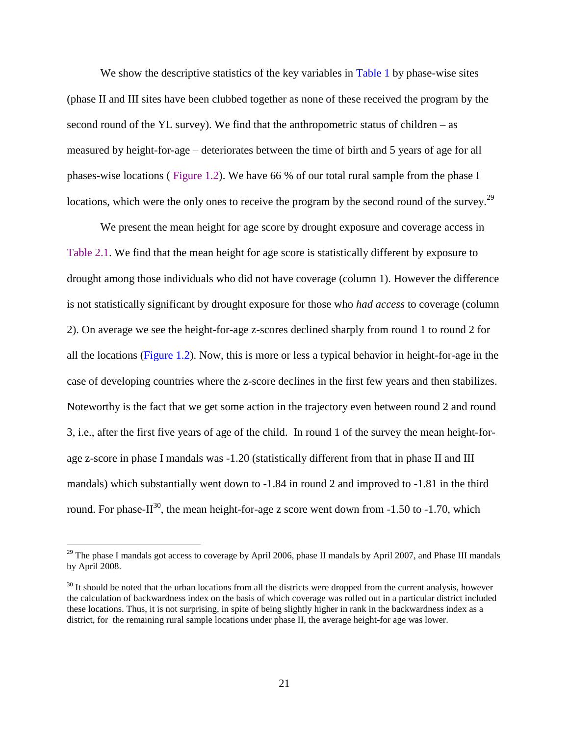We show the descriptive statistics of the key variables in Table 1 by phase-wise sites (phase II and III sites have been clubbed together as none of these received the program by the second round of the YL survey). We find that the anthropometric status of children – as measured by height-for-age – deteriorates between the time of birth and 5 years of age for all phases-wise locations ( Figure 1.2). We have 66 % of our total rural sample from the phase I locations, which were the only ones to receive the program by the second round of the survey.[29]

We present the mean height for age score by drought exposure and coverage access in Table 2.1. We find that the mean height for age score is statistically different by exposure to drought among those individuals who did not have coverage (column 1). However the difference is not statistically significant by drought exposure for those who *had access* to coverage (column 2). On average we see the height-for-age z-scores declined sharply from round 1 to round 2 for all the locations (Figure 1.2). Now, this is more or less a typical behavior in height-for-age in the case of developing countries where the z-score declines in the first few years and then stabilizes. Noteworthy is the fact that we get some action in the trajectory even between round 2 and round 3, i.e., after the first five years of age of the child. In round 1 of the survey the mean height-for-age z-score in phase I mandals was -1.20 (statistically different from that in phase II and III mandals) which substantially went down to -1.84 in round 2 and improved to -1.81 in the third round. For phase-II[30], the mean height-for-age z score went down from -1.50 to -1.70, which

[29] The phase I mandals got access to coverage by April 2006, phase II mandals by April 2007, and Phase III mandals by April 2008.

[30] It should be noted that the urban locations from all the districts were dropped from the current analysis, however the calculation of backwardness index on the basis of which coverage was rolled out in a particular district included these locations. Thus, it is not surprising, in spite of being slightly higher in rank in the backwardness index as a district, for the remaining rural sample locations under phase II, the average height-for age was lower.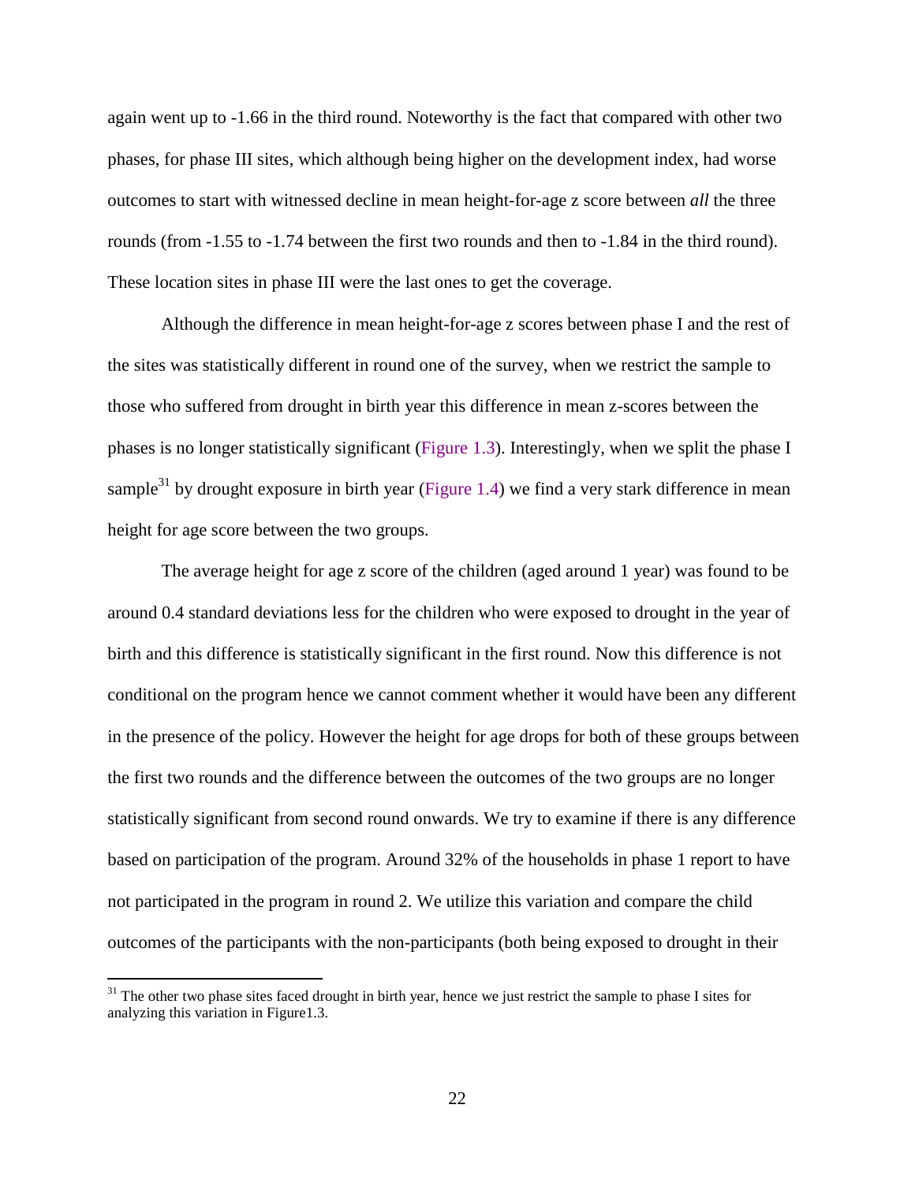again went up to -1.66 in the third round. Noteworthy is the fact that compared with other two phases, for phase III sites, which although being higher on the development index, had worse outcomes to start with witnessed decline in mean height-for-age z score between *all* the three rounds (from -1.55 to -1.74 between the first two rounds and then to -1.84 in the third round). These location sites in phase III were the last ones to get the coverage.

Although the difference in mean height-for-age z scores between phase I and the rest of the sites was statistically different in round one of the survey, when we restrict the sample to those who suffered from drought in birth year this difference in mean z-scores between the phases is no longer statistically significant (Figure 1.3). Interestingly, when we split the phase I sample[31] by drought exposure in birth year (Figure 1.4) we find a very stark difference in mean height for age score between the two groups.

The average height for age z score of the children (aged around 1 year) was found to be around 0.4 standard deviations less for the children who were exposed to drought in the year of birth and this difference is statistically significant in the first round. Now this difference is not conditional on the program hence we cannot comment whether it would have been any different in the presence of the policy. However the height for age drops for both of these groups between the first two rounds and the difference between the outcomes of the two groups are no longer statistically significant from second round onwards. We try to examine if there is any difference based on participation of the program. Around 32% of the households in phase 1 report to have not participated in the program in round 2. We utilize this variation and compare the child outcomes of the participants with the non-participants (both being exposed to drought in their

[31] The other two phase sites faced drought in birth year, hence we just restrict the sample to phase I sites for analyzing this variation in Figure1.3.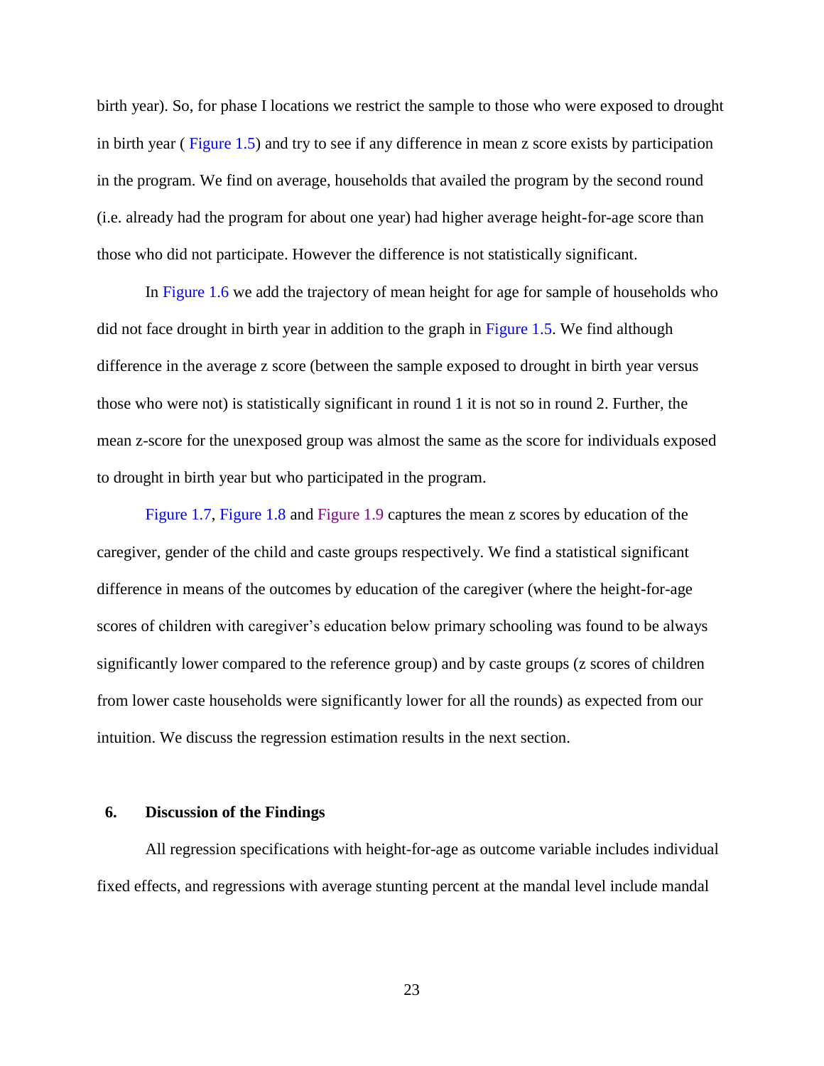birth year). So, for phase I locations we restrict the sample to those who were exposed to drought in birth year ( Figure 1.5) and try to see if any difference in mean z score exists by participation in the program. We find on average, households that availed the program by the second round (i.e. already had the program for about one year) had higher average height-for-age score than those who did not participate. However the difference is not statistically significant.

In Figure 1.6 we add the trajectory of mean height for age for sample of households who did not face drought in birth year in addition to the graph in Figure 1.5. We find although difference in the average z score (between the sample exposed to drought in birth year versus those who were not) is statistically significant in round 1 it is not so in round 2. Further, the mean z-score for the unexposed group was almost the same as the score for individuals exposed to drought in birth year but who participated in the program.

Figure 1.7, Figure 1.8 and Figure 1.9 captures the mean z scores by education of the caregiver, gender of the child and caste groups respectively. We find a statistical significant difference in means of the outcomes by education of the caregiver (where the height-for-age scores of children with caregiver's education below primary schooling was found to be always significantly lower compared to the reference group) and by caste groups (z scores of children from lower caste households were significantly lower for all the rounds) as expected from our intuition. We discuss the regression estimation results in the next section.

## 6. Discussion of the Findings

All regression specifications with height-for-age as outcome variable includes individual fixed effects, and regressions with average stunting percent at the mandal level include mandal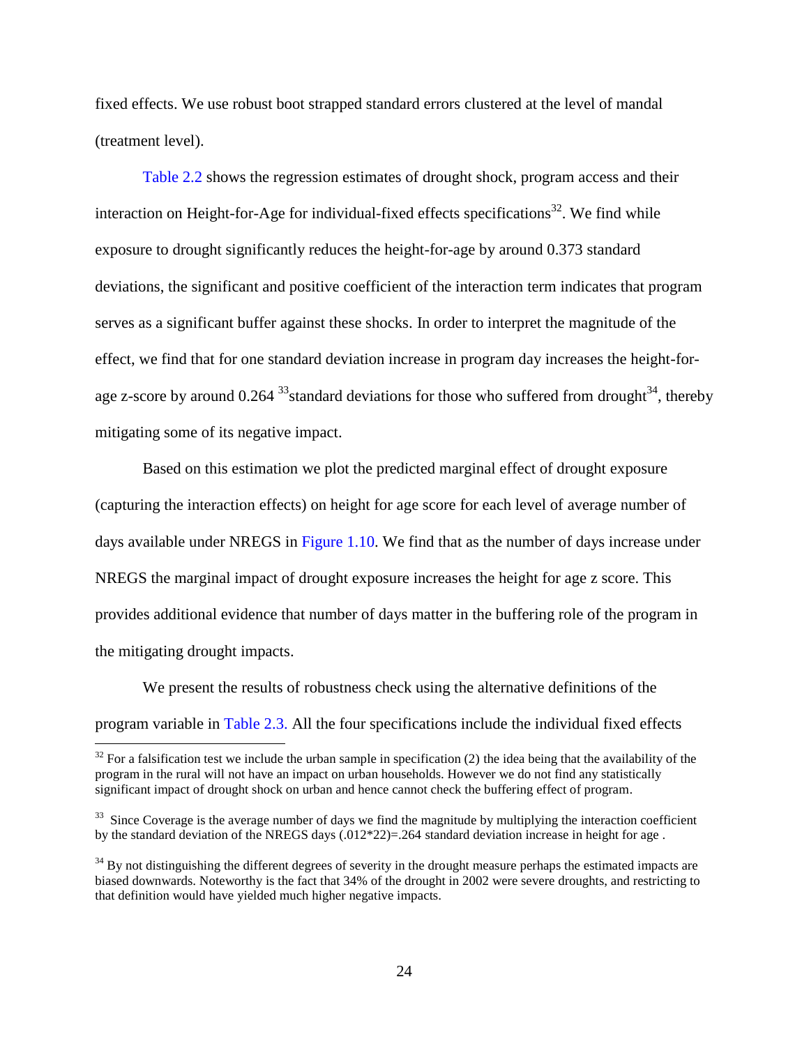fixed effects. We use robust boot strapped standard errors clustered at the level of mandal (treatment level).

Table 2.2 shows the regression estimates of drought shock, program access and their interaction on Height-for-Age for individual-fixed effects specifications[32]. We find while exposure to drought significantly reduces the height-for-age by around 0.373 standard deviations, the significant and positive coefficient of the interaction term indicates that program serves as a significant buffer against these shocks. In order to interpret the magnitude of the effect, we find that for one standard deviation increase in program day increases the height-for-age z-score by around 0.264 [33]standard deviations for those who suffered from drought[34], thereby mitigating some of its negative impact.

Based on this estimation we plot the predicted marginal effect of drought exposure (capturing the interaction effects) on height for age score for each level of average number of days available under NREGS in Figure 1.10. We find that as the number of days increase under NREGS the marginal impact of drought exposure increases the height for age z score. This provides additional evidence that number of days matter in the buffering role of the program in the mitigating drought impacts.

We present the results of robustness check using the alternative definitions of the program variable in Table 2.3. All the four specifications include the individual fixed effects

---

[32] For a falsification test we include the urban sample in specification (2) the idea being that the availability of the program in the rural will not have an impact on urban households. However we do not find any statistically significant impact of drought shock on urban and hence cannot check the buffering effect of program.

[33] Since Coverage is the average number of days we find the magnitude by multiplying the interaction coefficient by the standard deviation of the NREGS days (.012*22)=.264 standard deviation increase in height for age .

[34] By not distinguishing the different degrees of severity in the drought measure perhaps the estimated impacts are biased downwards. Noteworthy is the fact that 34% of the drought in 2002 were severe droughts, and restricting to that definition would have yielded much higher negative impacts.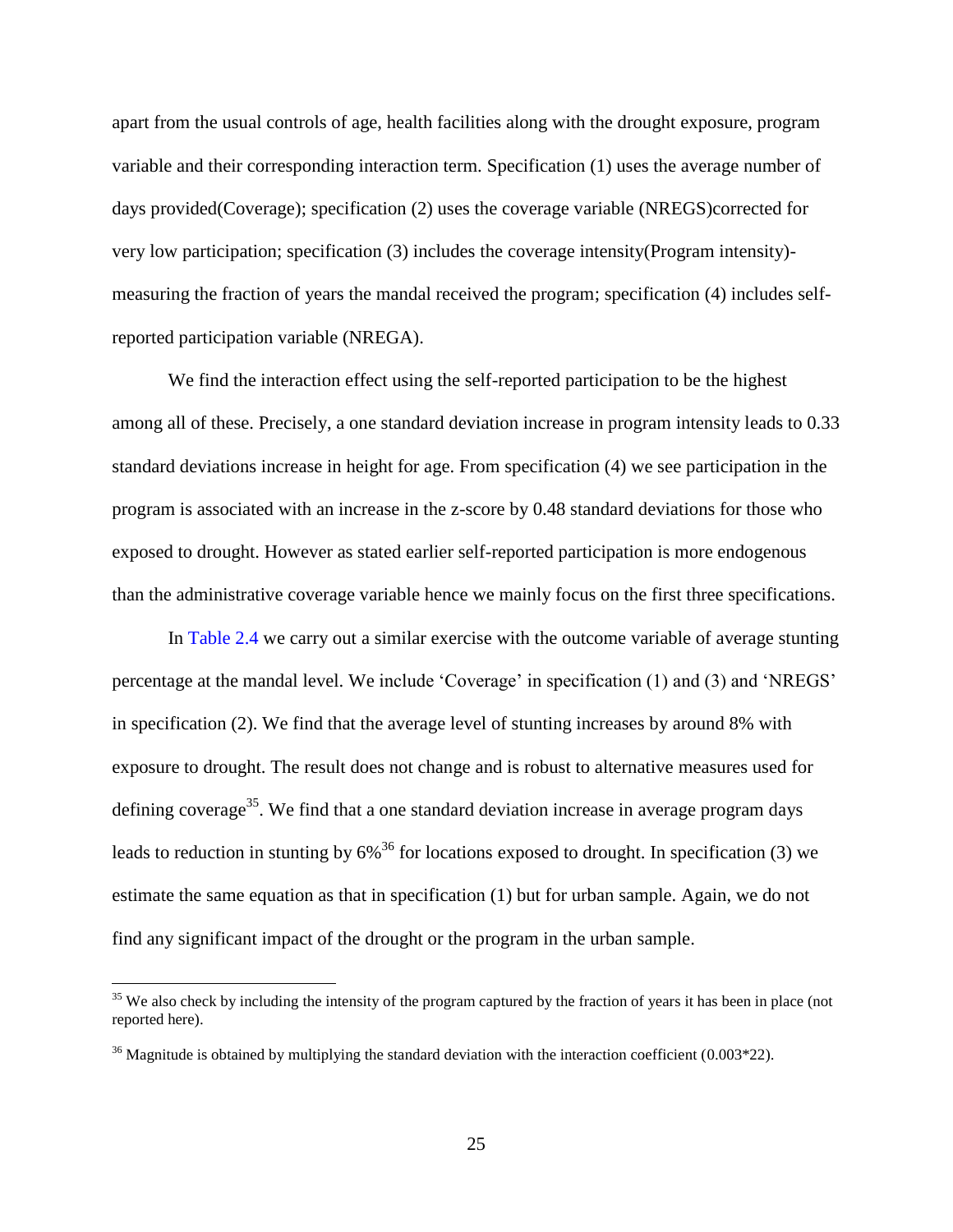apart from the usual controls of age, health facilities along with the drought exposure, program variable and their corresponding interaction term. Specification (1) uses the average number of days provided(Coverage); specification (2) uses the coverage variable (NREGS)corrected for very low participation; specification (3) includes the coverage intensity(Program intensity)- measuring the fraction of years the mandal received the program; specification (4) includes self-reported participation variable (NREGA).

We find the interaction effect using the self-reported participation to be the highest among all of these. Precisely, a one standard deviation increase in program intensity leads to 0.33 standard deviations increase in height for age. From specification (4) we see participation in the program is associated with an increase in the z-score by 0.48 standard deviations for those who exposed to drought. However as stated earlier self-reported participation is more endogenous than the administrative coverage variable hence we mainly focus on the first three specifications.

In Table 2.4 we carry out a similar exercise with the outcome variable of average stunting percentage at the mandal level. We include 'Coverage' in specification (1) and (3) and 'NREGS' in specification (2). We find that the average level of stunting increases by around 8% with exposure to drought. The result does not change and is robust to alternative measures used for defining coverage[35]. We find that a one standard deviation increase in average program days leads to reduction in stunting by 6%[36] for locations exposed to drought. In specification (3) we estimate the same equation as that in specification (1) but for urban sample. Again, we do not find any significant impact of the drought or the program in the urban sample.

[35] We also check by including the intensity of the program captured by the fraction of years it has been in place (not reported here).

[36] Magnitude is obtained by multiplying the standard deviation with the interaction coefficient (0.003*22).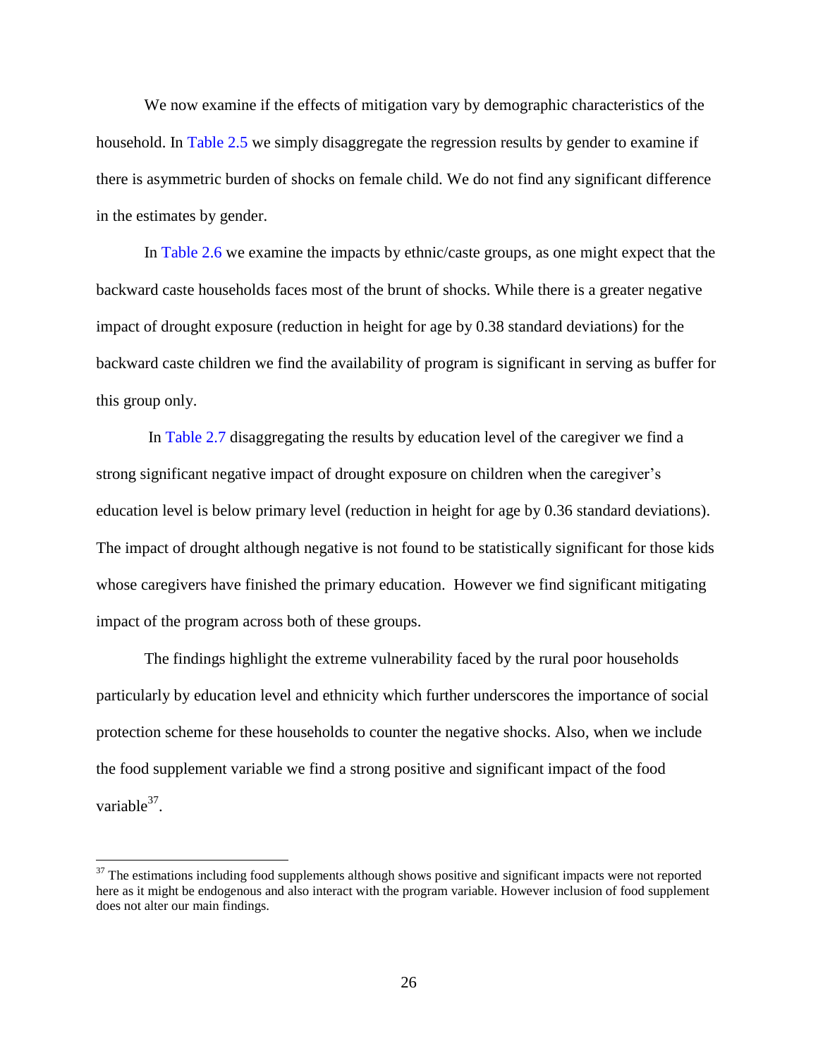We now examine if the effects of mitigation vary by demographic characteristics of the household. In Table 2.5 we simply disaggregate the regression results by gender to examine if there is asymmetric burden of shocks on female child. We do not find any significant difference in the estimates by gender.

In Table 2.6 we examine the impacts by ethnic/caste groups, as one might expect that the backward caste households faces most of the brunt of shocks. While there is a greater negative impact of drought exposure (reduction in height for age by 0.38 standard deviations) for the backward caste children we find the availability of program is significant in serving as buffer for this group only.

In Table 2.7 disaggregating the results by education level of the caregiver we find a strong significant negative impact of drought exposure on children when the caregiver's education level is below primary level (reduction in height for age by 0.36 standard deviations). The impact of drought although negative is not found to be statistically significant for those kids whose caregivers have finished the primary education. However we find significant mitigating impact of the program across both of these groups.

The findings highlight the extreme vulnerability faced by the rural poor households particularly by education level and ethnicity which further underscores the importance of social protection scheme for these households to counter the negative shocks. Also, when we include the food supplement variable we find a strong positive and significant impact of the food variable[37].

[37] The estimations including food supplements although shows positive and significant impacts were not reported here as it might be endogenous and also interact with the program variable. However inclusion of food supplement does not alter our main findings.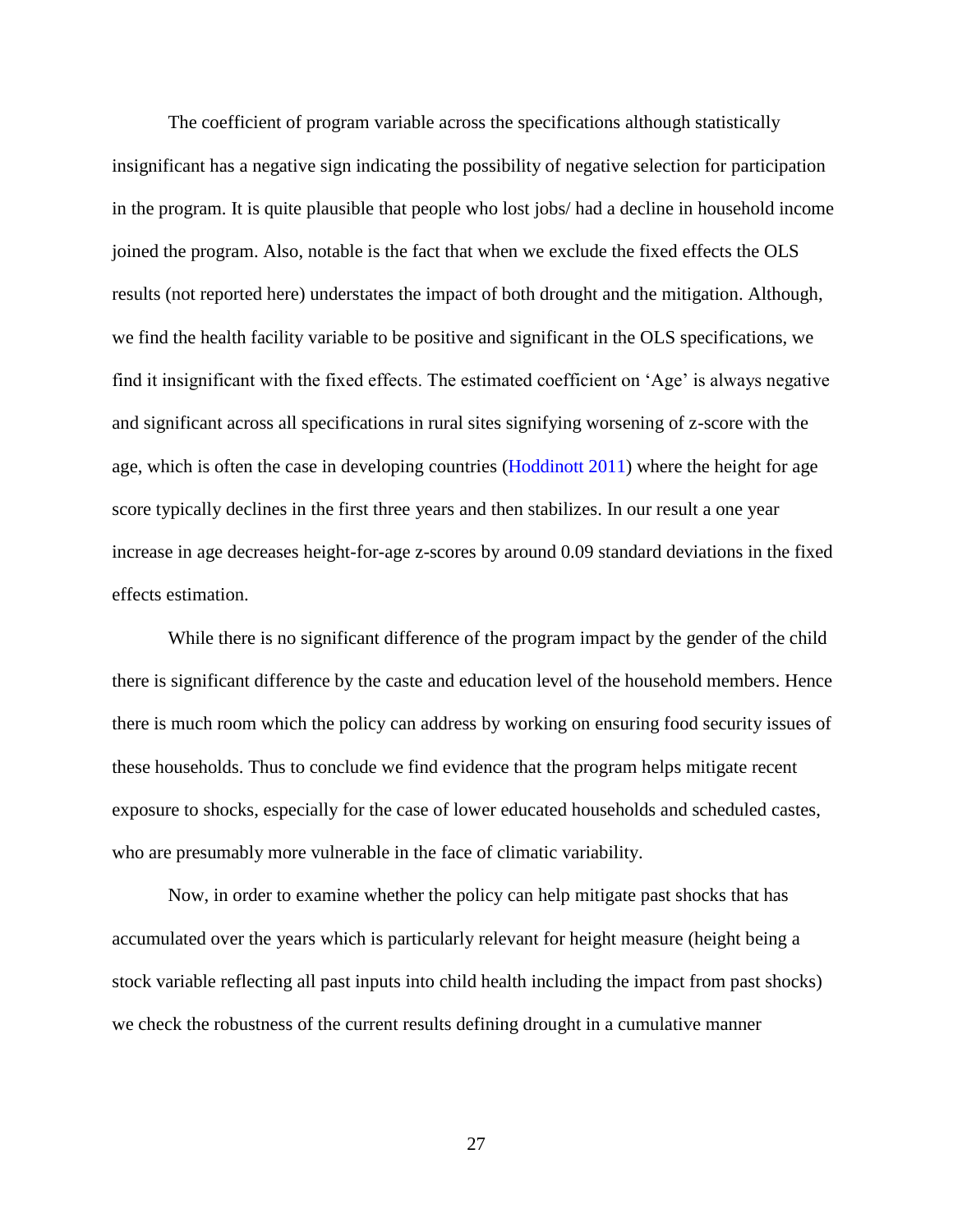The coefficient of program variable across the specifications although statistically insignificant has a negative sign indicating the possibility of negative selection for participation in the program. It is quite plausible that people who lost jobs/ had a decline in household income joined the program. Also, notable is the fact that when we exclude the fixed effects the OLS results (not reported here) understates the impact of both drought and the mitigation. Although, we find the health facility variable to be positive and significant in the OLS specifications, we find it insignificant with the fixed effects. The estimated coefficient on 'Age' is always negative and significant across all specifications in rural sites signifying worsening of z-score with the age, which is often the case in developing countries (Hoddinott 2011) where the height for age score typically declines in the first three years and then stabilizes. In our result a one year increase in age decreases height-for-age z-scores by around 0.09 standard deviations in the fixed effects estimation.

While there is no significant difference of the program impact by the gender of the child there is significant difference by the caste and education level of the household members. Hence there is much room which the policy can address by working on ensuring food security issues of these households. Thus to conclude we find evidence that the program helps mitigate recent exposure to shocks, especially for the case of lower educated households and scheduled castes, who are presumably more vulnerable in the face of climatic variability.

Now, in order to examine whether the policy can help mitigate past shocks that has accumulated over the years which is particularly relevant for height measure (height being a stock variable reflecting all past inputs into child health including the impact from past shocks) we check the robustness of the current results defining drought in a cumulative manner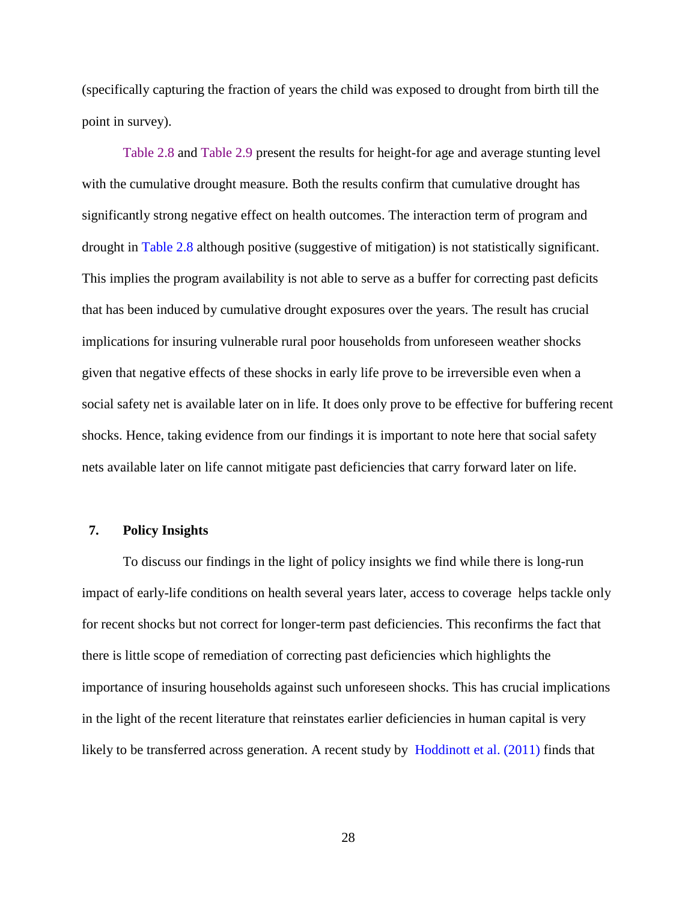(specifically capturing the fraction of years the child was exposed to drought from birth till the point in survey).

Table 2.8 and Table 2.9 present the results for height-for age and average stunting level with the cumulative drought measure. Both the results confirm that cumulative drought has significantly strong negative effect on health outcomes. The interaction term of program and drought in Table 2.8 although positive (suggestive of mitigation) is not statistically significant. This implies the program availability is not able to serve as a buffer for correcting past deficits that has been induced by cumulative drought exposures over the years. The result has crucial implications for insuring vulnerable rural poor households from unforeseen weather shocks given that negative effects of these shocks in early life prove to be irreversible even when a social safety net is available later on in life. It does only prove to be effective for buffering recent shocks. Hence, taking evidence from our findings it is important to note here that social safety nets available later on life cannot mitigate past deficiencies that carry forward later on life.

## 7. Policy Insights

To discuss our findings in the light of policy insights we find while there is long-run impact of early-life conditions on health several years later, access to coverage helps tackle only for recent shocks but not correct for longer-term past deficiencies. This reconfirms the fact that there is little scope of remediation of correcting past deficiencies which highlights the importance of insuring households against such unforeseen shocks. This has crucial implications in the light of the recent literature that reinstates earlier deficiencies in human capital is very likely to be transferred across generation. A recent study by Hoddinott et al. (2011) finds that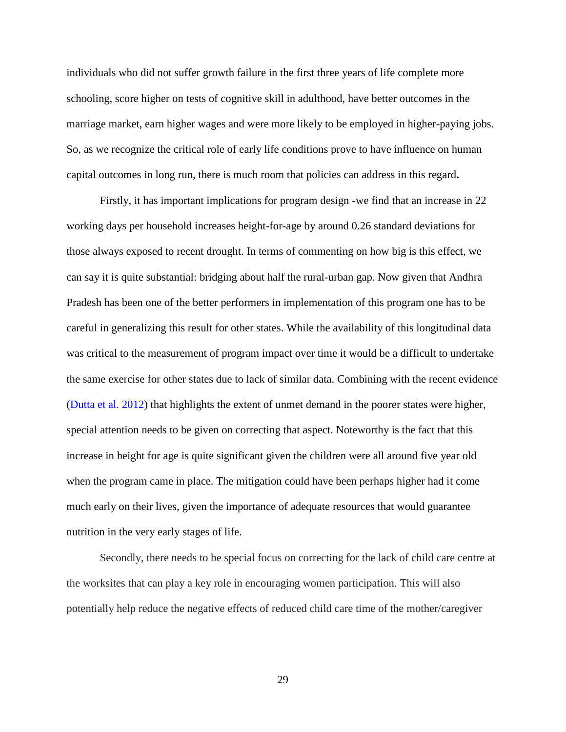individuals who did not suffer growth failure in the first three years of life complete more schooling, score higher on tests of cognitive skill in adulthood, have better outcomes in the marriage market, earn higher wages and were more likely to be employed in higher-paying jobs. So, as we recognize the critical role of early life conditions prove to have influence on human capital outcomes in long run, there is much room that policies can address in this regard**.**

Firstly, it has important implications for program design -we find that an increase in 22 working days per household increases height-for-age by around 0.26 standard deviations for those always exposed to recent drought. In terms of commenting on how big is this effect, we can say it is quite substantial: bridging about half the rural-urban gap. Now given that Andhra Pradesh has been one of the better performers in implementation of this program one has to be careful in generalizing this result for other states. While the availability of this longitudinal data was critical to the measurement of program impact over time it would be a difficult to undertake the same exercise for other states due to lack of similar data. Combining with the recent evidence (Dutta et al. 2012) that highlights the extent of unmet demand in the poorer states were higher, special attention needs to be given on correcting that aspect. Noteworthy is the fact that this increase in height for age is quite significant given the children were all around five year old when the program came in place. The mitigation could have been perhaps higher had it come much early on their lives, given the importance of adequate resources that would guarantee nutrition in the very early stages of life.

Secondly, there needs to be special focus on correcting for the lack of child care centre at the worksites that can play a key role in encouraging women participation. This will also potentially help reduce the negative effects of reduced child care time of the mother/caregiver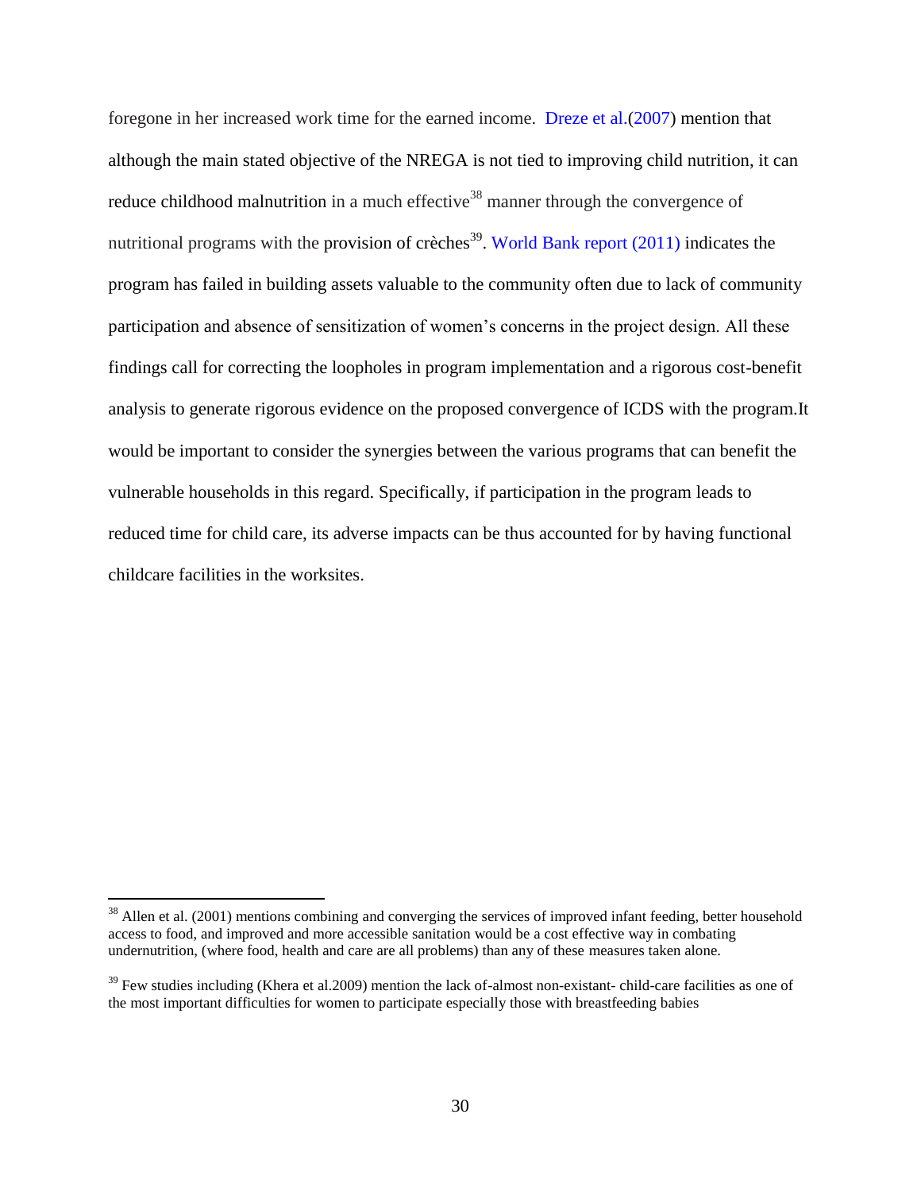foregone in her increased work time for the earned income. Dreze et al.(2007) mention that although the main stated objective of the NREGA is not tied to improving child nutrition, it can reduce childhood malnutrition in a much effective[38] manner through the convergence of nutritional programs with the provision of crèches[39]. World Bank report (2011) indicates the program has failed in building assets valuable to the community often due to lack of community participation and absence of sensitization of women's concerns in the project design. All these findings call for correcting the loopholes in program implementation and a rigorous cost-benefit analysis to generate rigorous evidence on the proposed convergence of ICDS with the program.It would be important to consider the synergies between the various programs that can benefit the vulnerable households in this regard. Specifically, if participation in the program leads to reduced time for child care, its adverse impacts can be thus accounted for by having functional childcare facilities in the worksites.

---

[38] Allen et al. (2001) mentions combining and converging the services of improved infant feeding, better household access to food, and improved and more accessible sanitation would be a cost effective way in combating undernutrition, (where food, health and care are all problems) than any of these measures taken alone.

[39] Few studies including (Khera et al.2009) mention the lack of-almost non-existant- child-care facilities as one of the most important difficulties for women to participate especially those with breastfeeding babies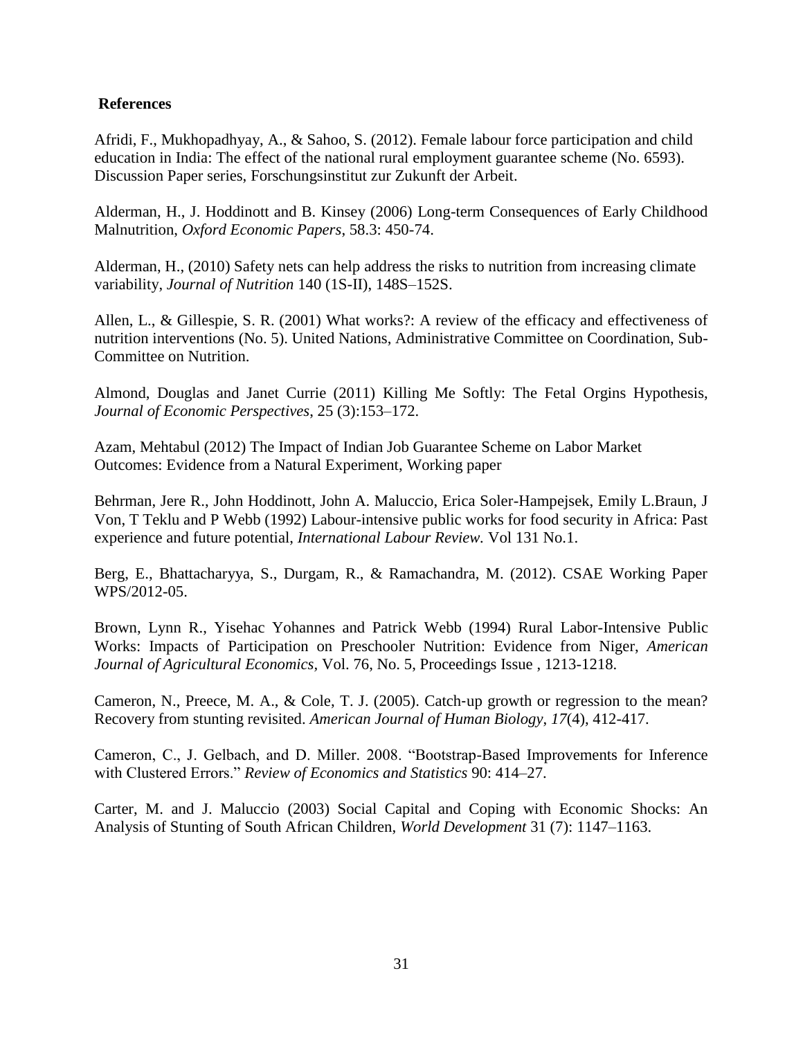**References**

Afridi, F., Mukhopadhyay, A., & Sahoo, S. (2012). Female labour force participation and child education in India: The effect of the national rural employment guarantee scheme (No. 6593). Discussion Paper series, Forschungsinstitut zur Zukunft der Arbeit.

Alderman, H., J. Hoddinott and B. Kinsey (2006) Long-term Consequences of Early Childhood Malnutrition, *Oxford Economic Papers*, 58.3: 450-74.

Alderman, H., (2010) Safety nets can help address the risks to nutrition from increasing climate variability, *Journal of Nutrition* 140 (1S-II), 148S–152S.

Allen, L., & Gillespie, S. R. (2001) What works?: A review of the efficacy and effectiveness of nutrition interventions (No. 5). United Nations, Administrative Committee on Coordination, Sub-Committee on Nutrition.

Almond, Douglas and Janet Currie (2011) Killing Me Softly: The Fetal Orgins Hypothesis, *Journal of Economic Perspectives*, 25 (3):153–172.

Azam, Mehtabul (2012) The Impact of Indian Job Guarantee Scheme on Labor Market Outcomes: Evidence from a Natural Experiment, Working paper

Behrman, Jere R., John Hoddinott, John A. Maluccio, Erica Soler-Hampejsek, Emily L.Braun, J Von, T Teklu and P Webb (1992) Labour-intensive public works for food security in Africa: Past experience and future potential, *International Labour Review.* Vol 131 No.1.

Berg, E., Bhattacharyya, S., Durgam, R., & Ramachandra, M. (2012). CSAE Working Paper WPS/2012-05.

Brown, Lynn R., Yisehac Yohannes and Patrick Webb (1994) Rural Labor-Intensive Public Works: Impacts of Participation on Preschooler Nutrition: Evidence from Niger, *American Journal of Agricultural Economics*, Vol. 76, No. 5, Proceedings Issue , 1213-1218.

Cameron, N., Preece, M. A., & Cole, T. J. (2005). Catch-up growth or regression to the mean? Recovery from stunting revisited. *American Journal of Human Biology*, *17*(4), 412-417.

Cameron, C., J. Gelbach, and D. Miller. 2008. "Bootstrap-Based Improvements for Inference with Clustered Errors." *Review of Economics and Statistics* 90: 414–27.

Carter, M. and J. Maluccio (2003) Social Capital and Coping with Economic Shocks: An Analysis of Stunting of South African Children, *World Development* 31 (7): 1147–1163.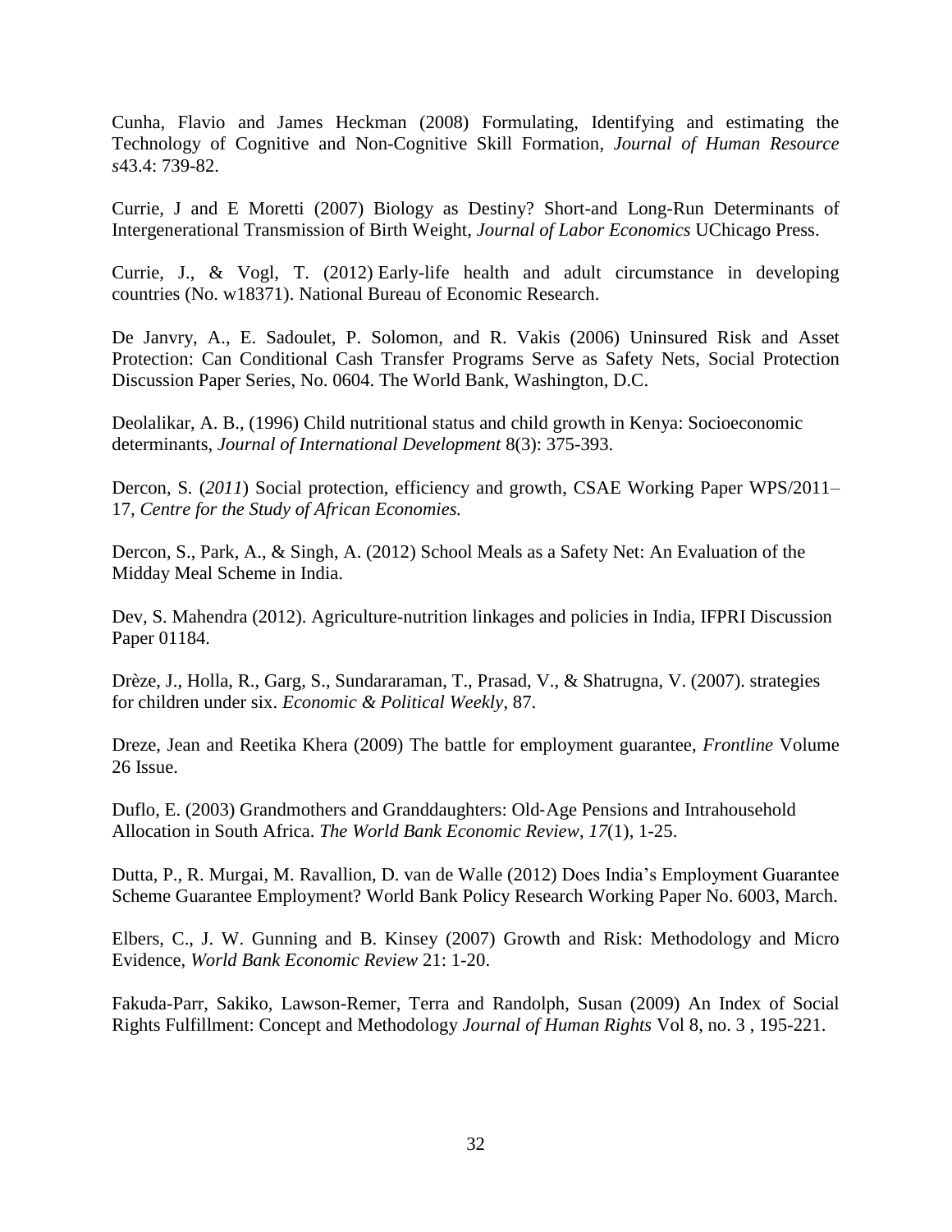Cunha, Flavio and James Heckman (2008) Formulating, Identifying and estimating the Technology of Cognitive and Non-Cognitive Skill Formation, *Journal of Human Resource s*43.4: 739-82.

Currie, J and E Moretti (2007) Biology as Destiny? Short-and Long-Run Determinants of Intergenerational Transmission of Birth Weight, *Journal of Labor Economics* UChicago Press.

Currie, J., & Vogl, T. (2012) Early-life health and adult circumstance in developing countries (No. w18371). National Bureau of Economic Research.

De Janvry, A., E. Sadoulet, P. Solomon, and R. Vakis (2006) Uninsured Risk and Asset Protection: Can Conditional Cash Transfer Programs Serve as Safety Nets, Social Protection Discussion Paper Series, No. 0604. The World Bank, Washington, D.C.

Deolalikar, A. B., (1996) Child nutritional status and child growth in Kenya: Socioeconomic determinants, *Journal of International Development* 8(3): 375-393.

Dercon, S. (*2011*) Social protection, efficiency and growth, CSAE Working Paper WPS/2011–17*, Centre for the Study of African Economies.*

Dercon, S., Park, A., & Singh, A. (2012) School Meals as a Safety Net: An Evaluation of the Midday Meal Scheme in India.

Dev, S. Mahendra (2012). Agriculture-nutrition linkages and policies in India, IFPRI Discussion Paper 01184.

Drèze, J., Holla, R., Garg, S., Sundararaman, T., Prasad, V., & Shatrugna, V. (2007). strategies for children under six. *Economic & Political Weekly*, 87.

Dreze, Jean and Reetika Khera (2009) The battle for employment guarantee, *Frontline* Volume 26 Issue.

Duflo, E. (2003) Grandmothers and Granddaughters: Old‐Age Pensions and Intrahousehold Allocation in South Africa. *The World Bank Economic Review*, *17*(1), 1-25.

Dutta, P., R. Murgai, M. Ravallion, D. van de Walle (2012) Does India's Employment Guarantee Scheme Guarantee Employment? World Bank Policy Research Working Paper No. 6003, March.

Elbers, C., J. W. Gunning and B. Kinsey (2007) Growth and Risk: Methodology and Micro Evidence, *World Bank Economic Review* 21: 1-20.

Fakuda-Parr, Sakiko, Lawson-Remer, Terra and Randolph, Susan (2009) An Index of Social Rights Fulfillment: Concept and Methodology *Journal of Human Rights* Vol 8, no. 3 , 195-221.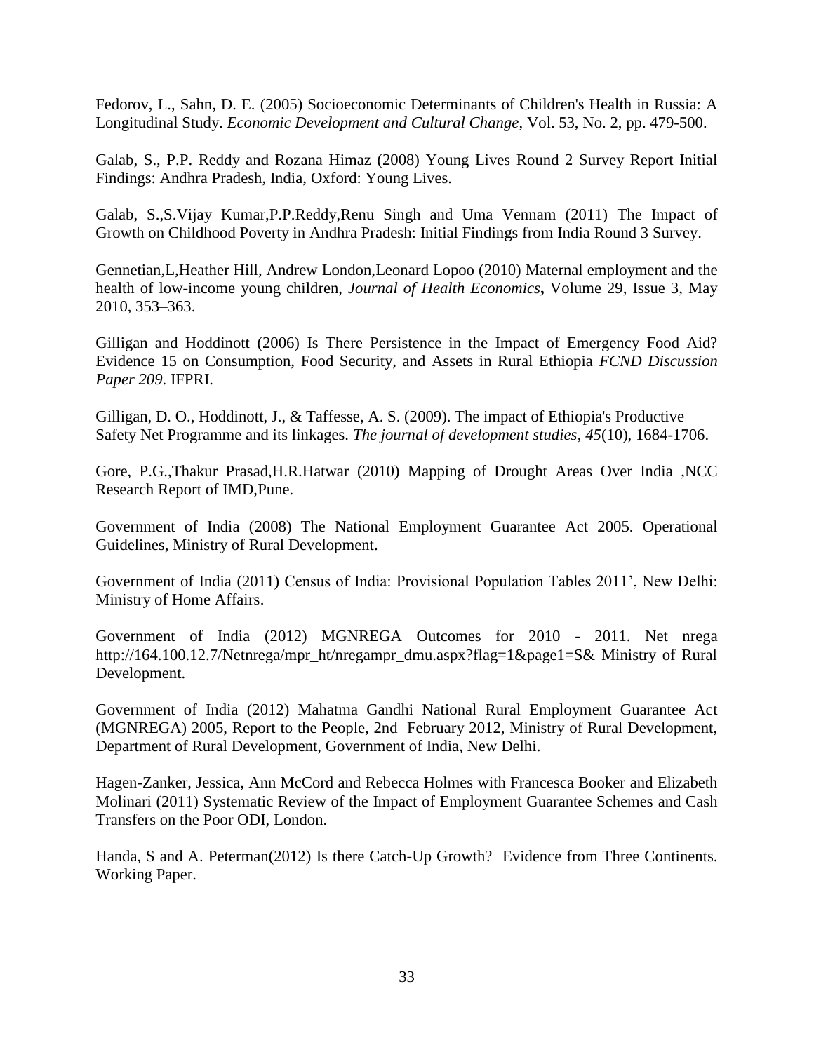Fedorov, L., Sahn, D. E. (2005) Socioeconomic Determinants of Children's Health in Russia: A Longitudinal Study. *Economic Development and Cultural Change*, Vol. 53, No. 2, pp. 479-500.

Galab, S., P.P. Reddy and Rozana Himaz (2008) Young Lives Round 2 Survey Report Initial Findings: Andhra Pradesh, India, Oxford: Young Lives.

Galab, S.,S.Vijay Kumar,P.P.Reddy,Renu Singh and Uma Vennam (2011) The Impact of Growth on Childhood Poverty in Andhra Pradesh: Initial Findings from India Round 3 Survey.

Gennetian,L,Heather Hill, Andrew London,Leonard Lopoo (2010) Maternal employment and the health of low-income young children, *Journal of Health Economics***,** Volume 29, Issue 3, May 2010, 353–363.

Gilligan and Hoddinott (2006) Is There Persistence in the Impact of Emergency Food Aid? Evidence 15 on Consumption, Food Security, and Assets in Rural Ethiopia *FCND Discussion Paper 209*. IFPRI.

Gilligan, D. O., Hoddinott, J., & Taffesse, A. S. (2009). The impact of Ethiopia's Productive Safety Net Programme and its linkages. *The journal of development studies*, *45*(10), 1684-1706.

Gore, P.G.,Thakur Prasad,H.R.Hatwar (2010) Mapping of Drought Areas Over India ,NCC Research Report of IMD,Pune.

Government of India (2008) The National Employment Guarantee Act 2005. Operational Guidelines, Ministry of Rural Development.

Government of India (2011) Census of India: Provisional Population Tables 2011', New Delhi: Ministry of Home Affairs.

Government of India (2012) MGNREGA Outcomes for 2010 - 2011. Net nrega http://164.100.12.7/Netnrega/mpr_ht/nregampr_dmu.aspx?flag=1&page1=S& Ministry of Rural Development.

Government of India (2012) Mahatma Gandhi National Rural Employment Guarantee Act (MGNREGA) 2005, Report to the People, 2nd February 2012, Ministry of Rural Development, Department of Rural Development, Government of India, New Delhi.

Hagen-Zanker, Jessica, Ann McCord and Rebecca Holmes with Francesca Booker and Elizabeth Molinari (2011) Systematic Review of the Impact of Employment Guarantee Schemes and Cash Transfers on the Poor ODI, London.

Handa, S and A. Peterman(2012) Is there Catch-Up Growth? Evidence from Three Continents. Working Paper.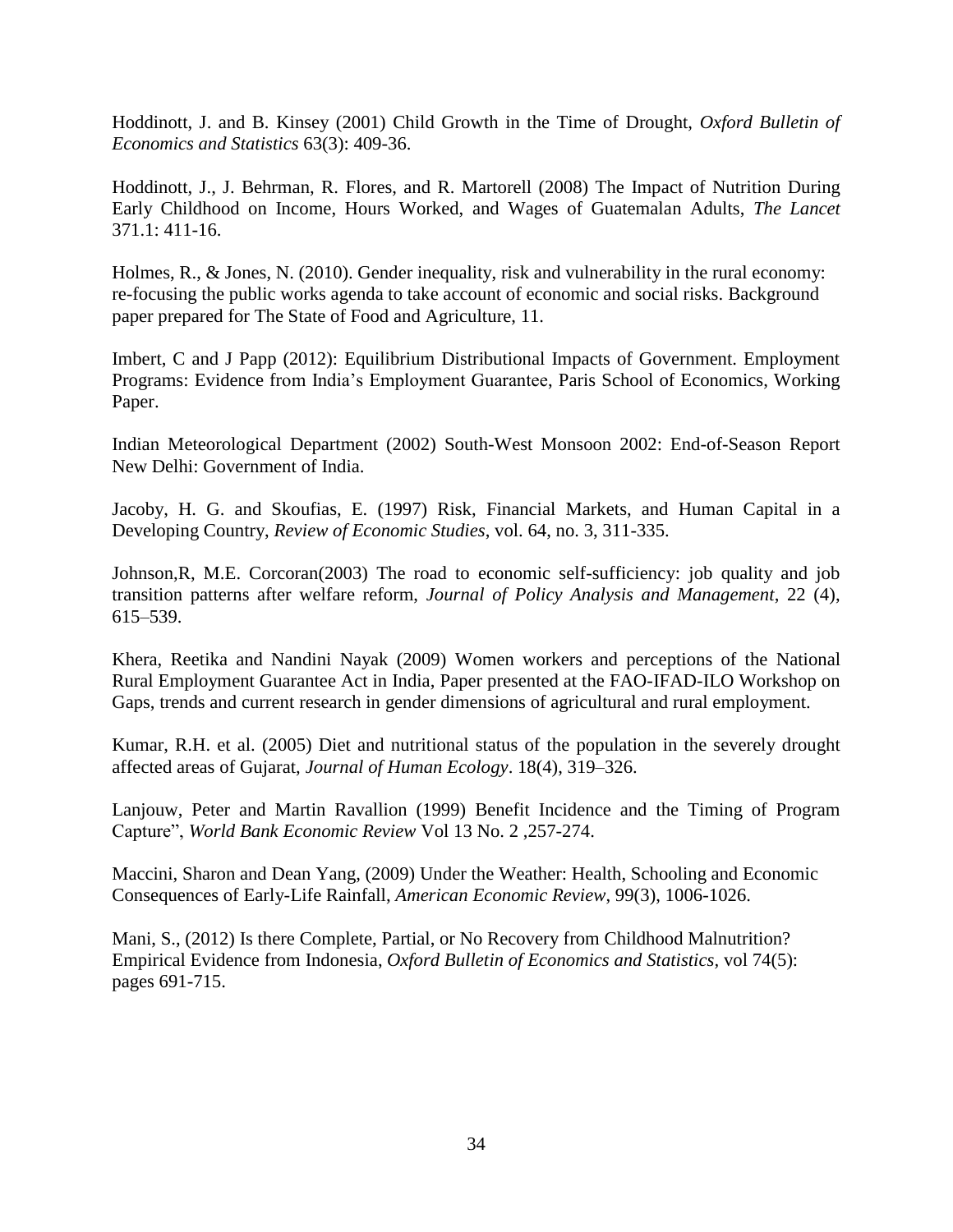Hoddinott, J. and B. Kinsey (2001) Child Growth in the Time of Drought, *Oxford Bulletin of Economics and Statistics* 63(3): 409-36.

Hoddinott, J., J. Behrman, R. Flores, and R. Martorell (2008) The Impact of Nutrition During Early Childhood on Income, Hours Worked, and Wages of Guatemalan Adults, *The Lancet* 371.1: 411-16.

Holmes, R., & Jones, N. (2010). Gender inequality, risk and vulnerability in the rural economy: re-focusing the public works agenda to take account of economic and social risks. Background paper prepared for The State of Food and Agriculture, 11.

Imbert, C and J Papp (2012): Equilibrium Distributional Impacts of Government. Employment Programs: Evidence from India's Employment Guarantee, Paris School of Economics, Working Paper.

Indian Meteorological Department (2002) South-West Monsoon 2002: End-of-Season Report New Delhi: Government of India.

Jacoby, H. G. and Skoufias, E. (1997) Risk, Financial Markets, and Human Capital in a Developing Country, *Review of Economic Studies*, vol. 64, no. 3, 311-335.

Johnson,R, M.E. Corcoran(2003) The road to economic self-sufficiency: job quality and job transition patterns after welfare reform, *Journal of Policy Analysis and Management*, 22 (4), 615–539.

Khera, Reetika and Nandini Nayak (2009) Women workers and perceptions of the National Rural Employment Guarantee Act in India, Paper presented at the FAO-IFAD-ILO Workshop on Gaps, trends and current research in gender dimensions of agricultural and rural employment.

Kumar, R.H. et al. (2005) Diet and nutritional status of the population in the severely drought affected areas of Gujarat, *Journal of Human Ecology*. 18(4), 319–326.

Lanjouw, Peter and Martin Ravallion (1999) Benefit Incidence and the Timing of Program Capture", *World Bank Economic Review* Vol 13 No. 2 ,257-274.

Maccini, Sharon and Dean Yang, (2009) Under the Weather: Health, Schooling and Economic Consequences of Early-Life Rainfall, *American Economic Review*, 99(3), 1006-1026.

Mani, S., (2012) Is there Complete, Partial, or No Recovery from Childhood Malnutrition? Empirical Evidence from Indonesia, *Oxford Bulletin of Economics and Statistics*, vol 74(5): pages 691-715.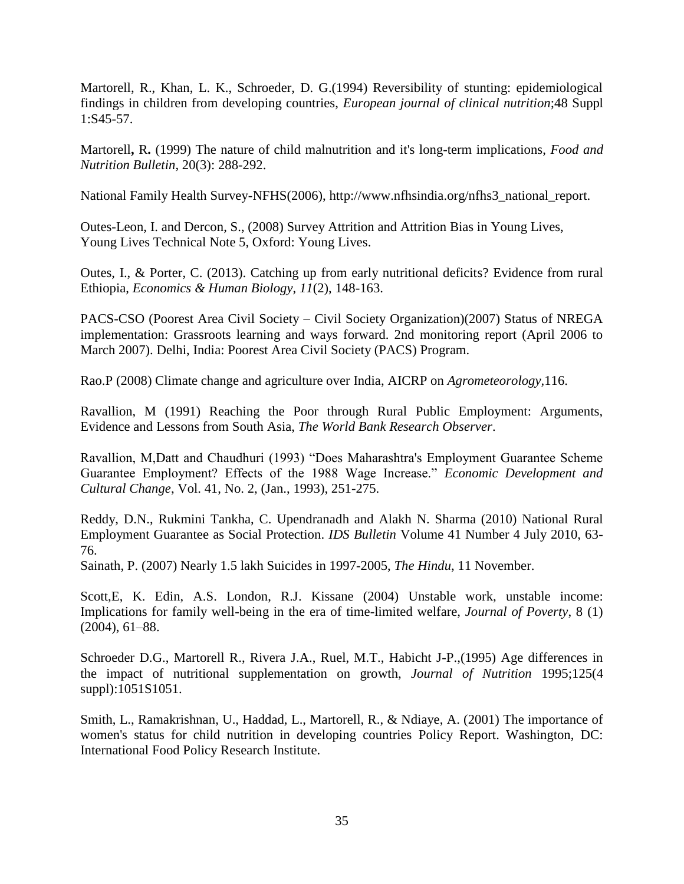Martorell, R., Khan, L. K., Schroeder, D. G.(1994) Reversibility of stunting: epidemiological findings in children from developing countries, *European journal of clinical nutrition*;48 Suppl 1:S45-57.

Martorell**,** R**.** (1999) The nature of child malnutrition and it's long-term implications, *Food and Nutrition Bulletin*, 20(3): 288-292.

National Family Health Survey-NFHS(2006), http://www.nfhsindia.org/nfhs3_national_report.

Outes-Leon, I. and Dercon, S., (2008) Survey Attrition and Attrition Bias in Young Lives, Young Lives Technical Note 5, Oxford: Young Lives.

Outes, I., & Porter, C. (2013). Catching up from early nutritional deficits? Evidence from rural Ethiopia, *Economics & Human Biology*, *11*(2), 148-163.

PACS-CSO (Poorest Area Civil Society – Civil Society Organization)(2007) Status of NREGA implementation: Grassroots learning and ways forward. 2nd monitoring report (April 2006 to March 2007). Delhi, India: Poorest Area Civil Society (PACS) Program.

Rao.P (2008) Climate change and agriculture over India, AICRP on *Agrometeorology*,116.

Ravallion, M (1991) Reaching the Poor through Rural Public Employment: Arguments, Evidence and Lessons from South Asia, *The World Bank Research Observer*.

Ravallion, M,Datt and Chaudhuri (1993) "Does Maharashtra's Employment Guarantee Scheme Guarantee Employment? Effects of the 1988 Wage Increase." *Economic Development and Cultural Change*, Vol. 41, No. 2, (Jan., 1993), 251-275.

Reddy, D.N., Rukmini Tankha, C. Upendranadh and Alakh N. Sharma (2010) National Rural Employment Guarantee as Social Protection. *IDS Bulletin* Volume 41 Number 4 July 2010, 63-76.

Sainath, P. (2007) Nearly 1.5 lakh Suicides in 1997-2005, *The Hindu*, 11 November.

Scott,E, K. Edin, A.S. London, R.J. Kissane (2004) Unstable work, unstable income: Implications for family well-being in the era of time-limited welfare, *Journal of Poverty*, 8 (1) (2004), 61–88.

Schroeder D.G., Martorell R., Rivera J.A., Ruel, M.T., Habicht J-P.,(1995) Age differences in the impact of nutritional supplementation on growth, *Journal of Nutrition* 1995;125(4 suppl):1051S1051.

Smith, L., Ramakrishnan, U., Haddad, L., Martorell, R., & Ndiaye, A. (2001) The importance of women's status for child nutrition in developing countries Policy Report. Washington, DC: International Food Policy Research Institute.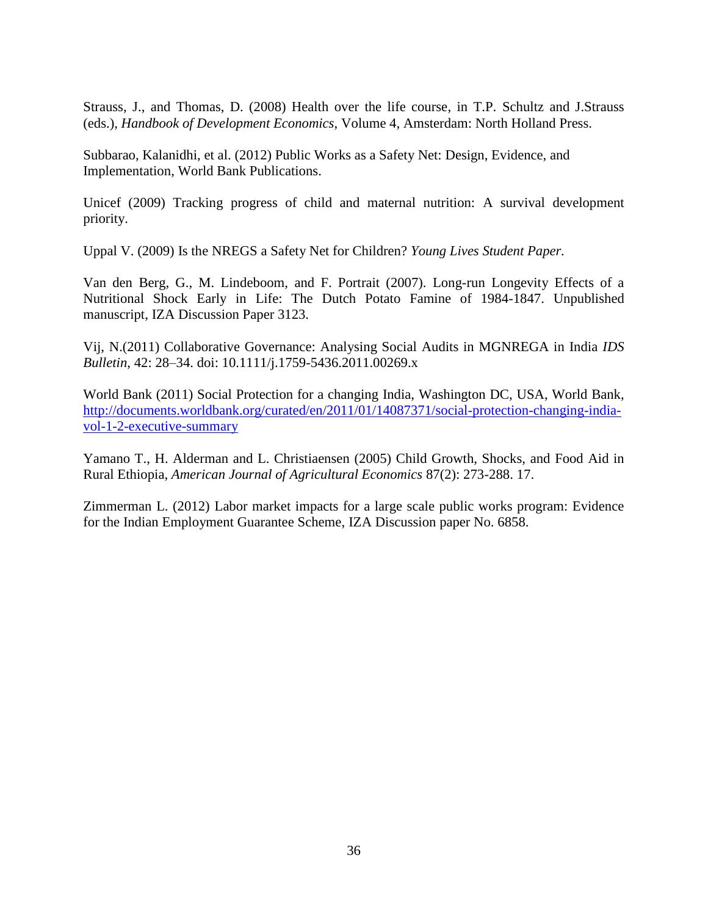Strauss, J., and Thomas, D. (2008) Health over the life course, in T.P. Schultz and J.Strauss (eds.), *Handbook of Development Economics*, Volume 4, Amsterdam: North Holland Press.

Subbarao, Kalanidhi, et al. (2012) Public Works as a Safety Net: Design, Evidence, and Implementation, World Bank Publications.

Unicef (2009) Tracking progress of child and maternal nutrition: A survival development priority.

Uppal V. (2009) Is the NREGS a Safety Net for Children? *Young Lives Student Paper.*

Van den Berg, G., M. Lindeboom, and F. Portrait (2007). Long-run Longevity Effects of a Nutritional Shock Early in Life: The Dutch Potato Famine of 1984-1847. Unpublished manuscript, IZA Discussion Paper 3123.

Vij, N.(2011) Collaborative Governance: Analysing Social Audits in MGNREGA in India *IDS Bulletin*, 42: 28–34. doi: 10.1111/j.1759-5436.2011.00269.x

World Bank (2011) Social Protection for a changing India, Washington DC, USA, World Bank, http://documents.worldbank.org/curated/en/2011/01/14087371/social-protection-changing-india-vol-1-2-executive-summary

Yamano T., H. Alderman and L. Christiaensen (2005) Child Growth, Shocks, and Food Aid in Rural Ethiopia, *American Journal of Agricultural Economics* 87(2): 273-288. 17.

Zimmerman L. (2012) Labor market impacts for a large scale public works program: Evidence for the Indian Employment Guarantee Scheme, IZA Discussion paper No. 6858.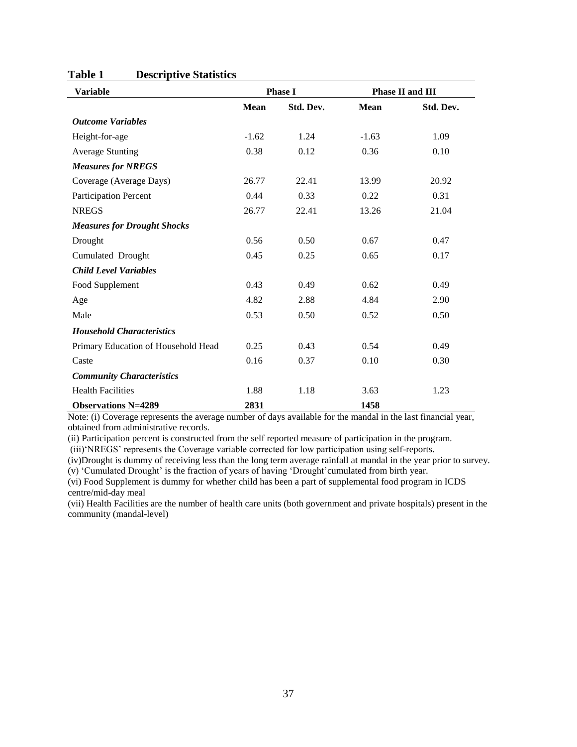**Table 1 Descriptive Statistics**

| Variable | Phase I | | Phase II and III | |
|---|---|---|---|---|
| | **Mean** | **Std. Dev.** | **Mean** | **Std. Dev.** |
| ***Outcome Variables*** | | | | |
| Height-for-age | -1.62 | 1.24 | -1.63 | 1.09 |
| Average Stunting | 0.38 | 0.12 | 0.36 | 0.10 |
| ***Measures for NREGS*** | | | | |
| Coverage (Average Days) | 26.77 | 22.41 | 13.99 | 20.92 |
| Participation Percent | 0.44 | 0.33 | 0.22 | 0.31 |
| NREGS | 26.77 | 22.41 | 13.26 | 21.04 |
| ***Measures for Drought Shocks*** | | | | |
| Drought | 0.56 | 0.50 | 0.67 | 0.47 |
| Cumulated Drought | 0.45 | 0.25 | 0.65 | 0.17 |
| ***Child Level Variables*** | | | | |
| Food Supplement | 0.43 | 0.49 | 0.62 | 0.49 |
| Age | 4.82 | 2.88 | 4.84 | 2.90 |
| Male | 0.53 | 0.50 | 0.52 | 0.50 |
| ***Household Characteristics*** | | | | |
| Primary Education of Household Head | 0.25 | 0.43 | 0.54 | 0.49 |
| Caste | 0.16 | 0.37 | 0.10 | 0.30 |
| ***Community Characteristics*** | | | | |
| Health Facilities | 1.88 | 1.18 | 3.63 | 1.23 |
| **Observations N=4289** | **2831** | | **1458** | |

Note: (i) Coverage represents the average number of days available for the mandal in the last financial year, obtained from administrative records.

(ii) Participation percent is constructed from the self reported measure of participation in the program.

(iii)'NREGS' represents the Coverage variable corrected for low participation using self-reports.

(iv)Drought is dummy of receiving less than the long term average rainfall at mandal in the year prior to survey.

(v) 'Cumulated Drought' is the fraction of years of having 'Drought'cumulated from birth year.

(vi) Food Supplement is dummy for whether child has been a part of supplemental food program in ICDS centre/mid-day meal

(vii) Health Facilities are the number of health care units (both government and private hospitals) present in the community (mandal-level)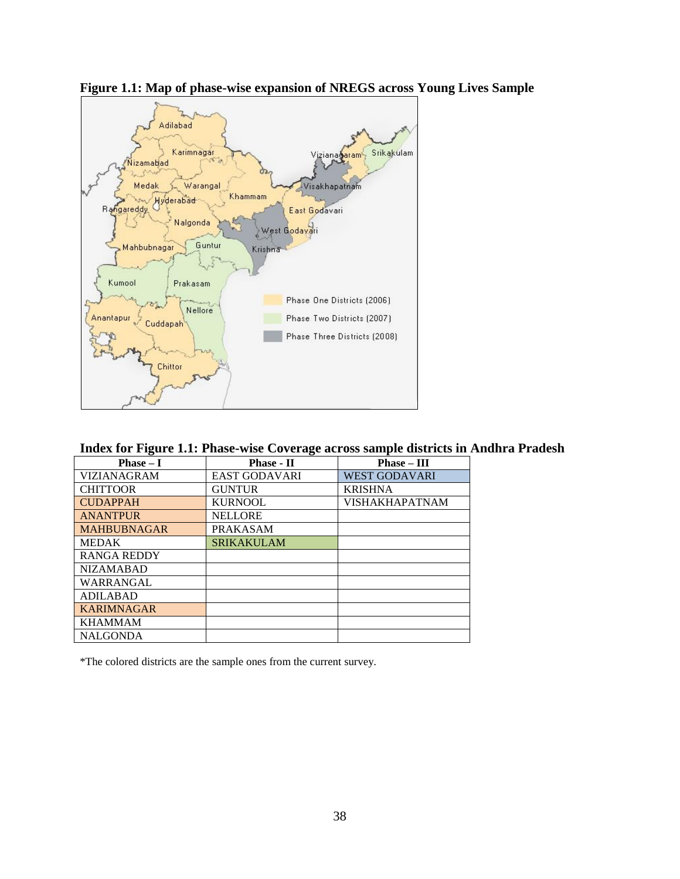**Figure 1.1: Map of phase-wise expansion of NREGS across Young Lives Sample**

**Index for Figure 1.1: Phase-wise Coverage across sample districts in Andhra Pradesh**

| Phase – I | Phase - II | Phase – III |
|---|---|---|
| VIZIANAGRAM | EAST GODAVARI | WEST GODAVARI |
| CHITTOOR | GUNTUR | KRISHNA |
| CUDAPPAH | KURNOOL | VISHAKHAPATNAM |
| ANANTPUR | NELLORE | |
| MAHBUBNAGAR | PRAKASAM | |
| MEDAK | SRIKAKULAM | |
| RANGA REDDY | | |
| NIZAMABAD | | |
| WARRANGAL | | |
| ADILABAD | | |
| KARIMNAGAR | | |
| KHAMMAM | | |
| NALGONDA | | |

*The colored districts are the sample ones from the current survey.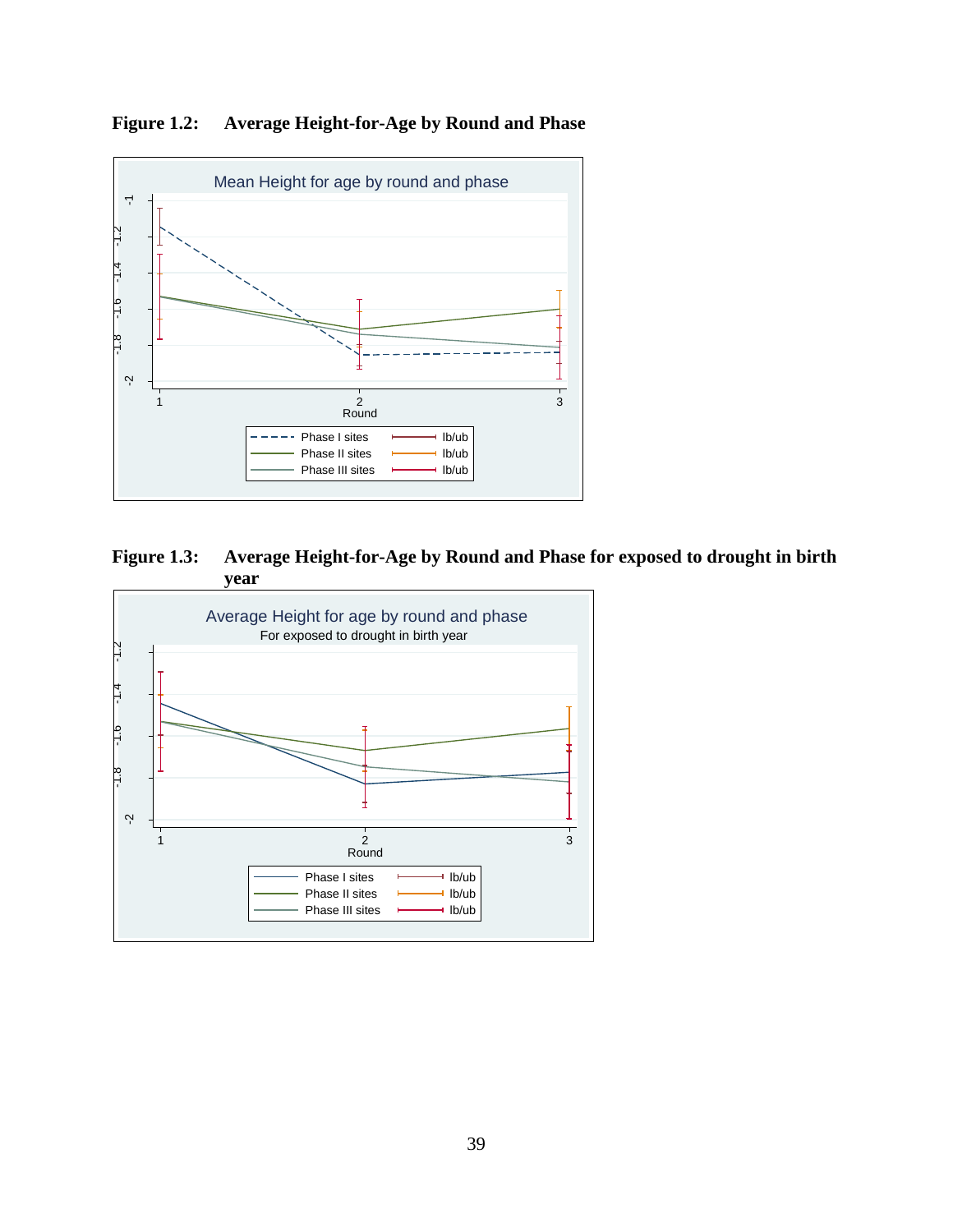**Figure 1.2: Average Height-for-Age by Round and Phase**

**Figure 1.3: Average Height-for-Age by Round and Phase for exposed to drought in birth year**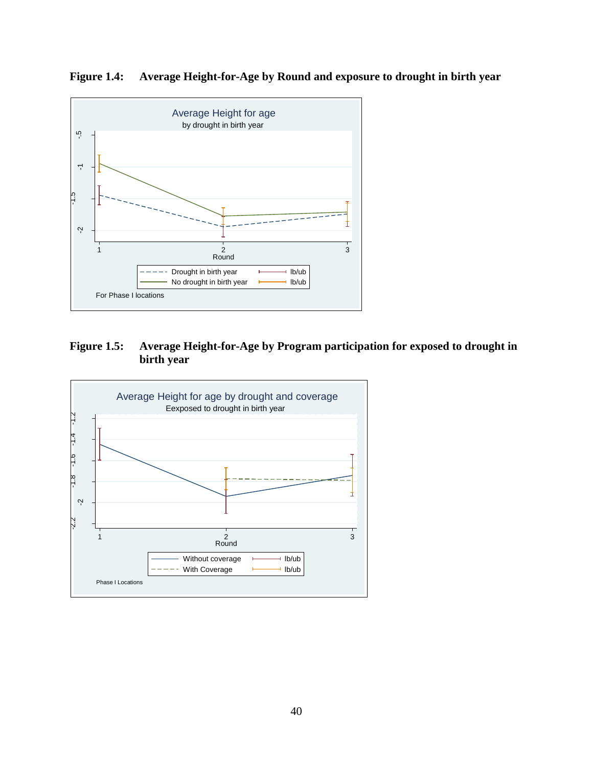**Figure 1.4: Average Height-for-Age by Round and exposure to drought in birth year**

**Figure 1.5: Average Height-for-Age by Program participation for exposed to drought in birth year**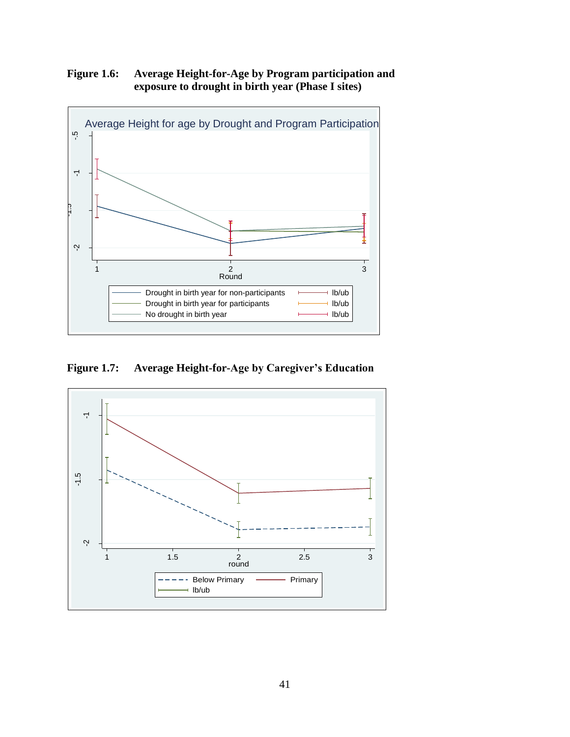**Figure 1.6: Average Height-for-Age by Program participation and exposure to drought in birth year (Phase I sites)**

**Figure 1.7: Average Height-for-Age by Caregiver's Education**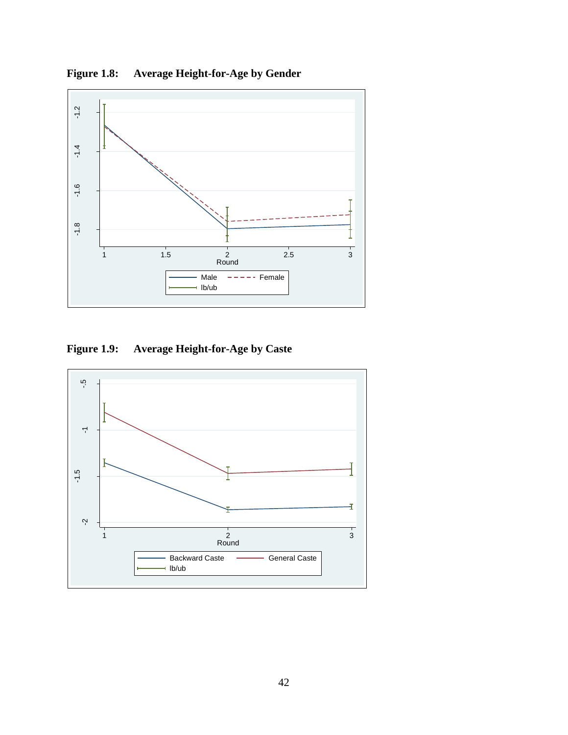**Figure 1.8: Average Height-for-Age by Gender**

**Figure 1.9: Average Height-for-Age by Caste**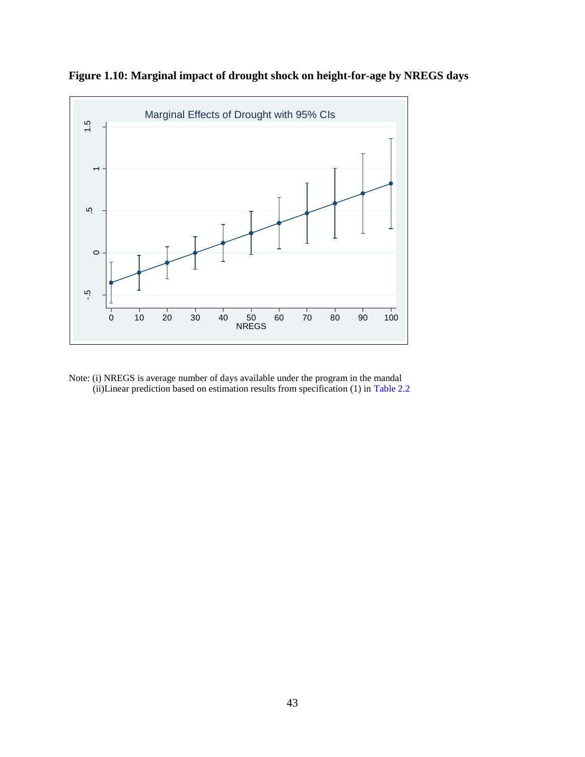**Figure 1.10: Marginal impact of drought shock on height-for-age by NREGS days**

Note: (i) NREGS is average number of days available under the program in the mandal
(ii)Linear prediction based on estimation results from specification (1) in Table 2.2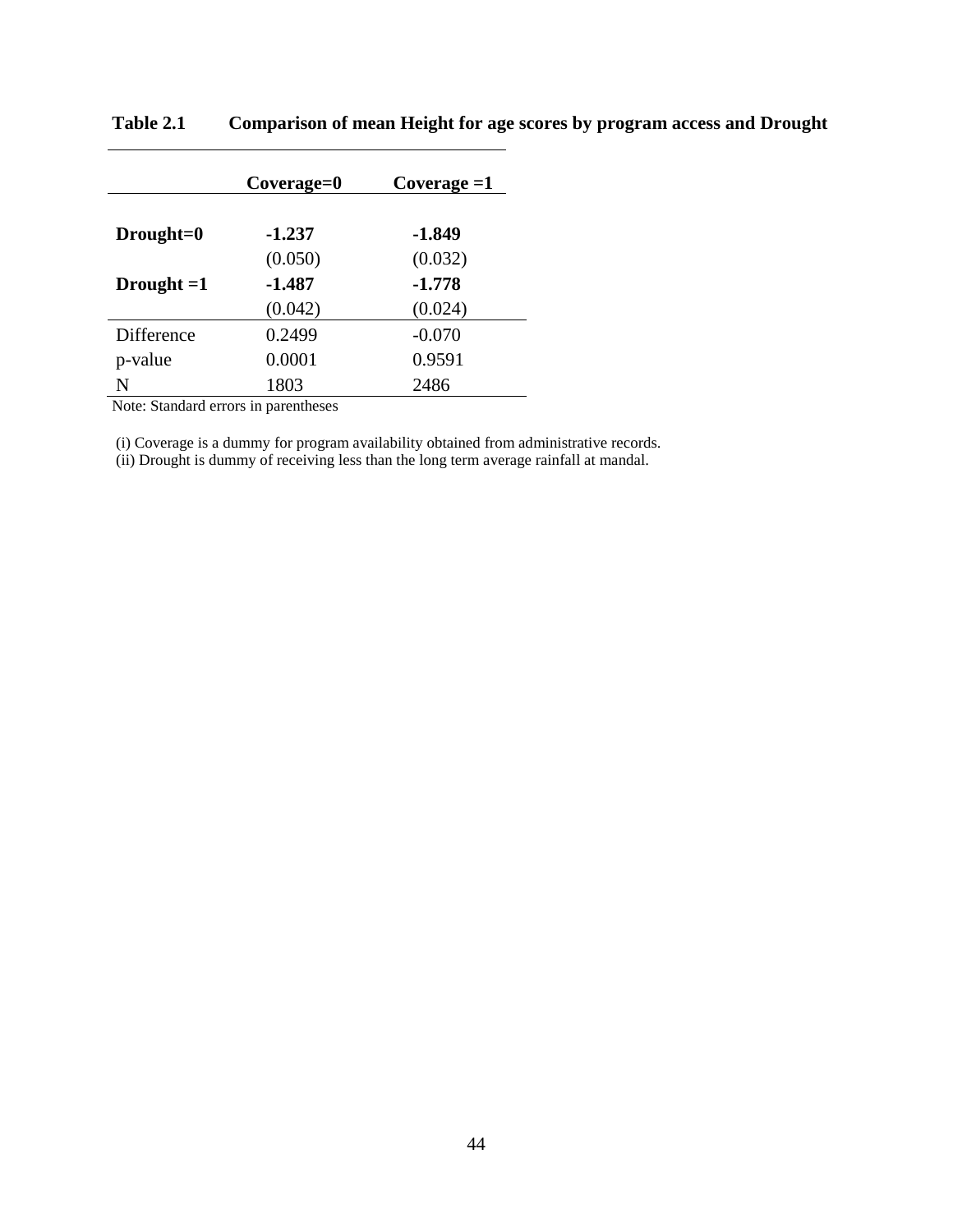**Table 2.1 Comparison of mean Height for age scores by program access and Drought**

| | Coverage=0 | Coverage =1 |
|---|---|---|
| **Drought=0** | **-1.237** | **-1.849** |
| | (0.050) | (0.032) |
| **Drought =1** | **-1.487** | **-1.778** |
| | (0.042) | (0.024) |
| Difference | 0.2499 | -0.070 |
| p-value | 0.0001 | 0.9591 |
| N | 1803 | 2486 |

Note: Standard errors in parentheses

(i) Coverage is a dummy for program availability obtained from administrative records.
(ii) Drought is dummy of receiving less than the long term average rainfall at mandal.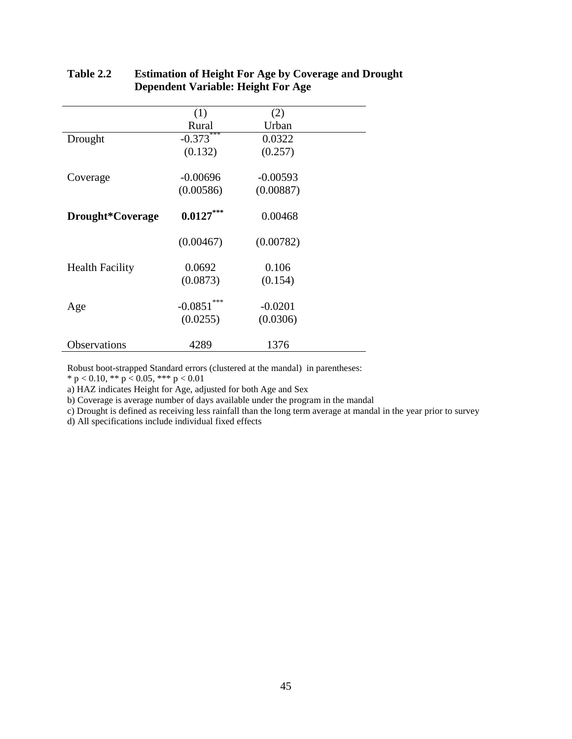**Table 2.2 Estimation of Height For Age by Coverage and Drought**
**Dependent Variable: Height For Age**

| | (1) Rural | (2) Urban |
|---|---|---|
| Drought | -0.373*** | 0.0322 |
| | (0.132) | (0.257) |
| Coverage | -0.00696 | -0.00593 |
| | (0.00586) | (0.00887) |
| **Drought*Coverage** | **0.0127*** ** | 0.00468 |
| | (0.00467) | (0.00782) |
| Health Facility | 0.0692 | 0.106 |
| | (0.0873) | (0.154) |
| Age | -0.0851*** | -0.0201 |
| | (0.0255) | (0.0306) |
| Observations | 4289 | 1376 |

Robust boot-strapped Standard errors (clustered at the mandal) in parentheses:
* $p < 0.10$, ** $p < 0.05$, *** $p < 0.01$
a) HAZ indicates Height for Age, adjusted for both Age and Sex
b) Coverage is average number of days available under the program in the mandal
c) Drought is defined as receiving less rainfall than the long term average at mandal in the year prior to survey
d) All specifications include individual fixed effects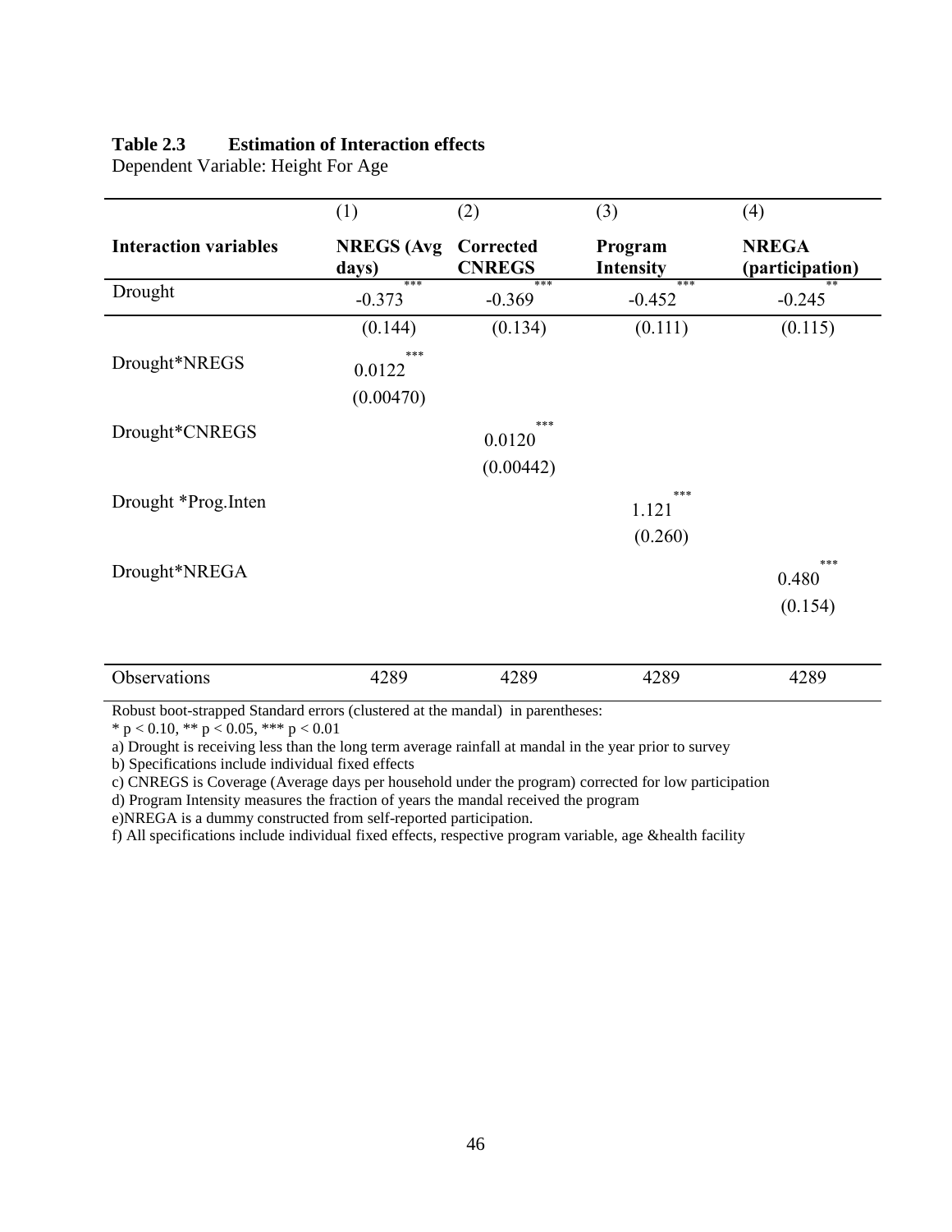**Table 2.3 Estimation of Interaction effects**

Dependent Variable: Height For Age

| | (1) | (2) | (3) | (4) |
|---|---|---|---|---|
| **Interaction variables** | **NREGS (Avg days)** | **Corrected CNREGS** | **Program Intensity** | **NREGA (participation)** |
| Drought | -0.373*** | -0.369*** | -0.452*** | -0.245** |
| | (0.144) | (0.134) | (0.111) | (0.115) |
| Drought*NREGS | 0.0122*** | | | |
| | (0.00470) | | | |
| Drought*CNREGS | | 0.0120*** | | |
| | | (0.00442) | | |
| Drought *Prog.Inten | | | 1.121*** | |
| | | | (0.260) | |
| Drought*NREGA | | | | 0.480*** |
| | | | | (0.154) |
| Observations | 4289 | 4289 | 4289 | 4289 |

Robust boot-strapped Standard errors (clustered at the mandal) in parentheses:

* $p < 0.10$, ** $p < 0.05$, *** $p < 0.01$

a) Drought is receiving less than the long term average rainfall at mandal in the year prior to survey

b) Specifications include individual fixed effects

c) CNREGS is Coverage (Average days per household under the program) corrected for low participation

d) Program Intensity measures the fraction of years the mandal received the program

e)NREGA is a dummy constructed from self-reported participation.

f) All specifications include individual fixed effects, respective program variable, age &health facility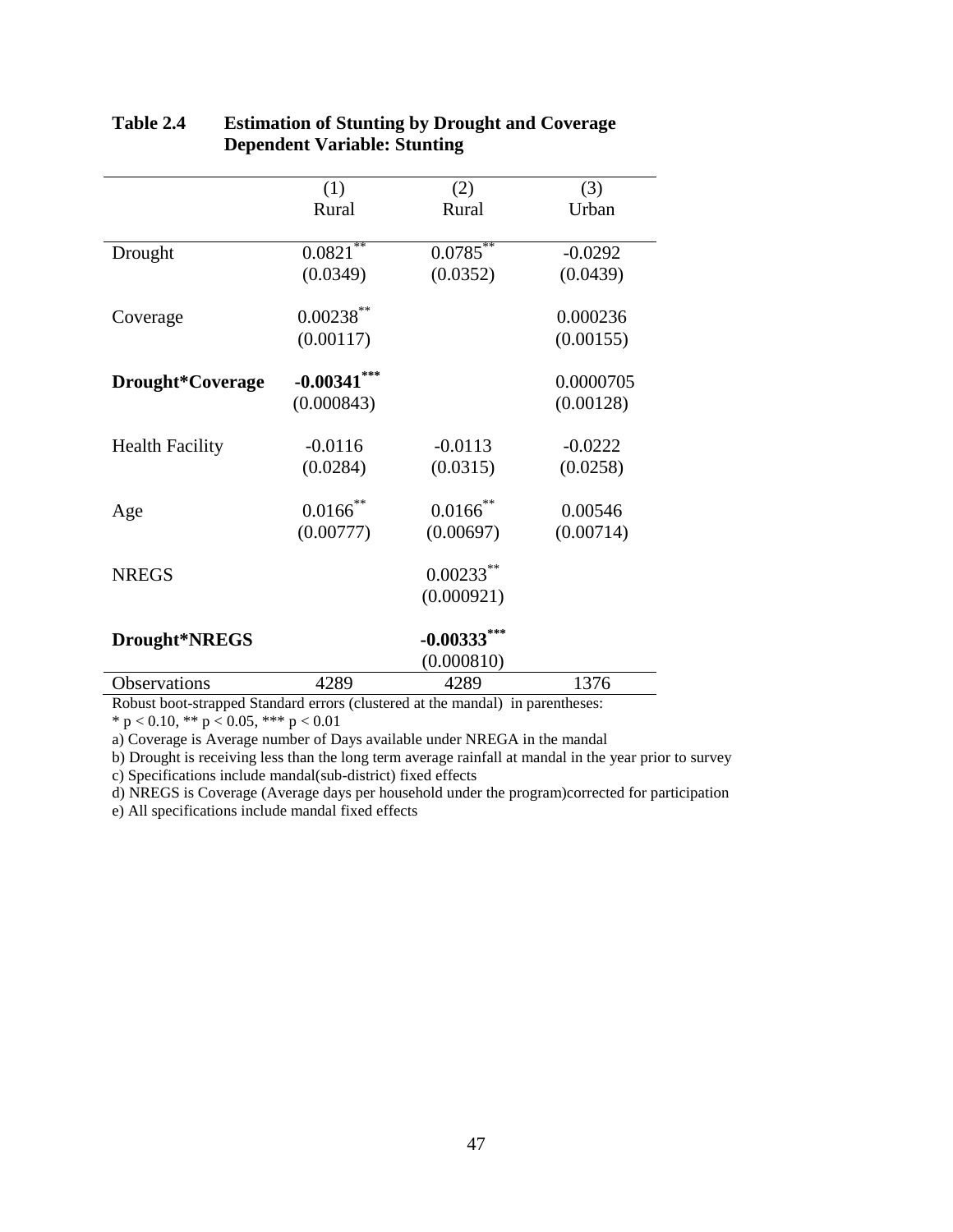**Table 2.4 Estimation of Stunting by Drought and Coverage**
**Dependent Variable: Stunting**

| | (1) | (2) | (3) |
|---|---|---|---|
| | Rural | Rural | Urban |
| Drought | 0.0821** | 0.0785** | -0.0292 |
| | (0.0349) | (0.0352) | (0.0439) |
| Coverage | 0.00238** | | 0.000236 |
| | (0.00117) | | (0.00155) |
| **Drought*Coverage** | **-0.00341*** ** | | 0.0000705 |
| | (0.000843) | | (0.00128) |
| Health Facility | -0.0116 | -0.0113 | -0.0222 |
| | (0.0284) | (0.0315) | (0.0258) |
| Age | 0.0166** | 0.0166** | 0.00546 |
| | (0.00777) | (0.00697) | (0.00714) |
| NREGS | | 0.00233** | |
| | | (0.000921) | |
| **Drought*NREGS** | | **-0.00333*** ** | |
| | | (0.000810) | |
| Observations | 4289 | 4289 | 1376 |

Robust boot-strapped Standard errors (clustered at the mandal) in parentheses:
* $p < 0.10$, ** $p < 0.05$, *** $p < 0.01$
a) Coverage is Average number of Days available under NREGA in the mandal
b) Drought is receiving less than the long term average rainfall at mandal in the year prior to survey
c) Specifications include mandal(sub-district) fixed effects
d) NREGS is Coverage (Average days per household under the program)corrected for participation
e) All specifications include mandal fixed effects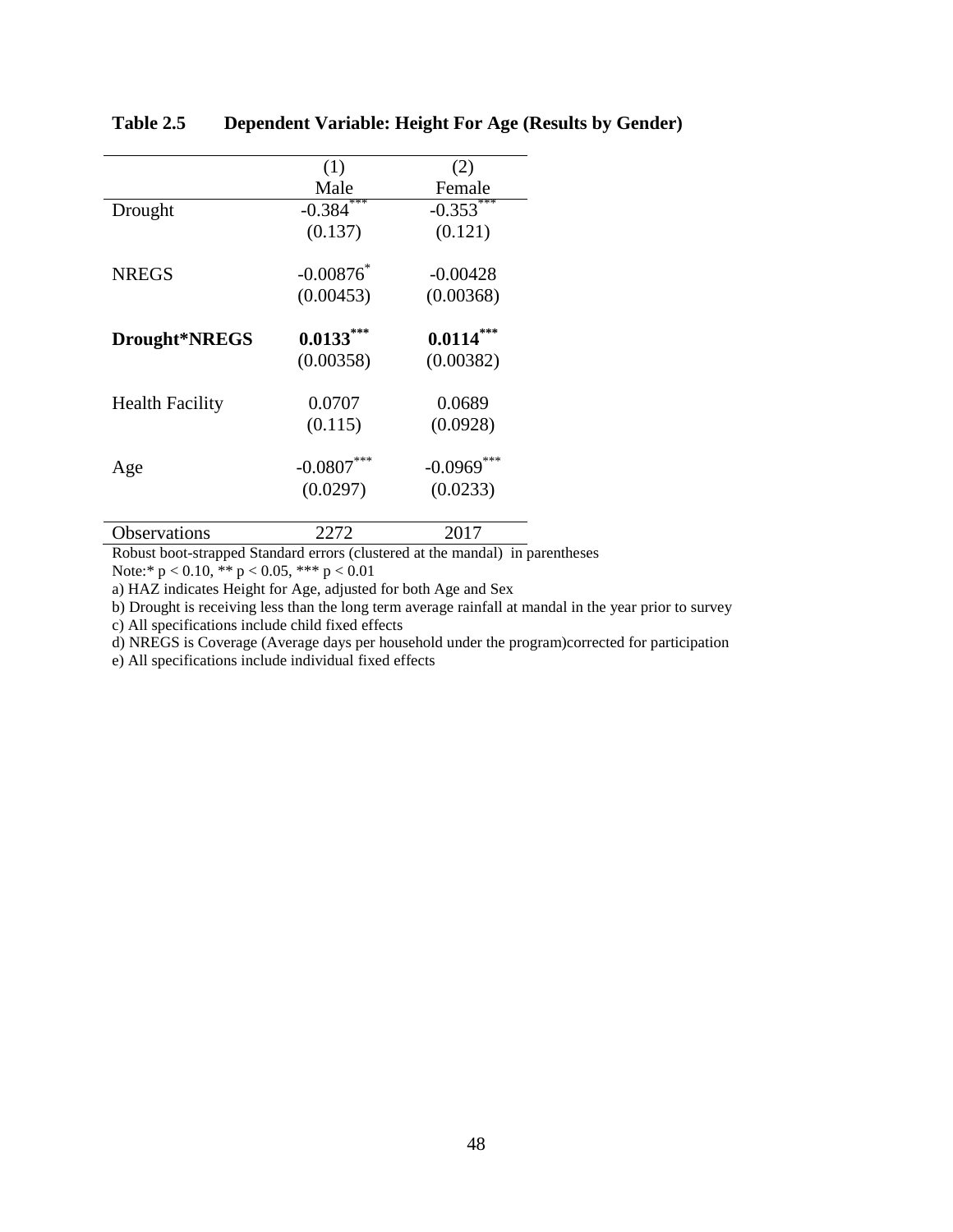**Table 2.5 Dependent Variable: Height For Age (Results by Gender)**

| | (1) | (2) |
|---|---|---|
| | Male | Female |
| Drought | -0.384*** | -0.353*** |
| | (0.137) | (0.121) |
| NREGS | -0.00876* | -0.00428 |
| | (0.00453) | (0.00368) |
| **Drought*NREGS** | **0.0133*** | **0.0114*** |
| | (0.00358) | (0.00382) |
| Health Facility | 0.0707 | 0.0689 |
| | (0.115) | (0.0928) |
| Age | -0.0807*** | -0.0969*** |
| | (0.0297) | (0.0233) |
| Observations | 2272 | 2017 |

Robust boot-strapped Standard errors (clustered at the mandal) in parentheses

Note:* $p < 0.10$, ** $p < 0.05$, *** $p < 0.01$

a) HAZ indicates Height for Age, adjusted for both Age and Sex

b) Drought is receiving less than the long term average rainfall at mandal in the year prior to survey

c) All specifications include child fixed effects

d) NREGS is Coverage (Average days per household under the program)corrected for participation

e) All specifications include individual fixed effects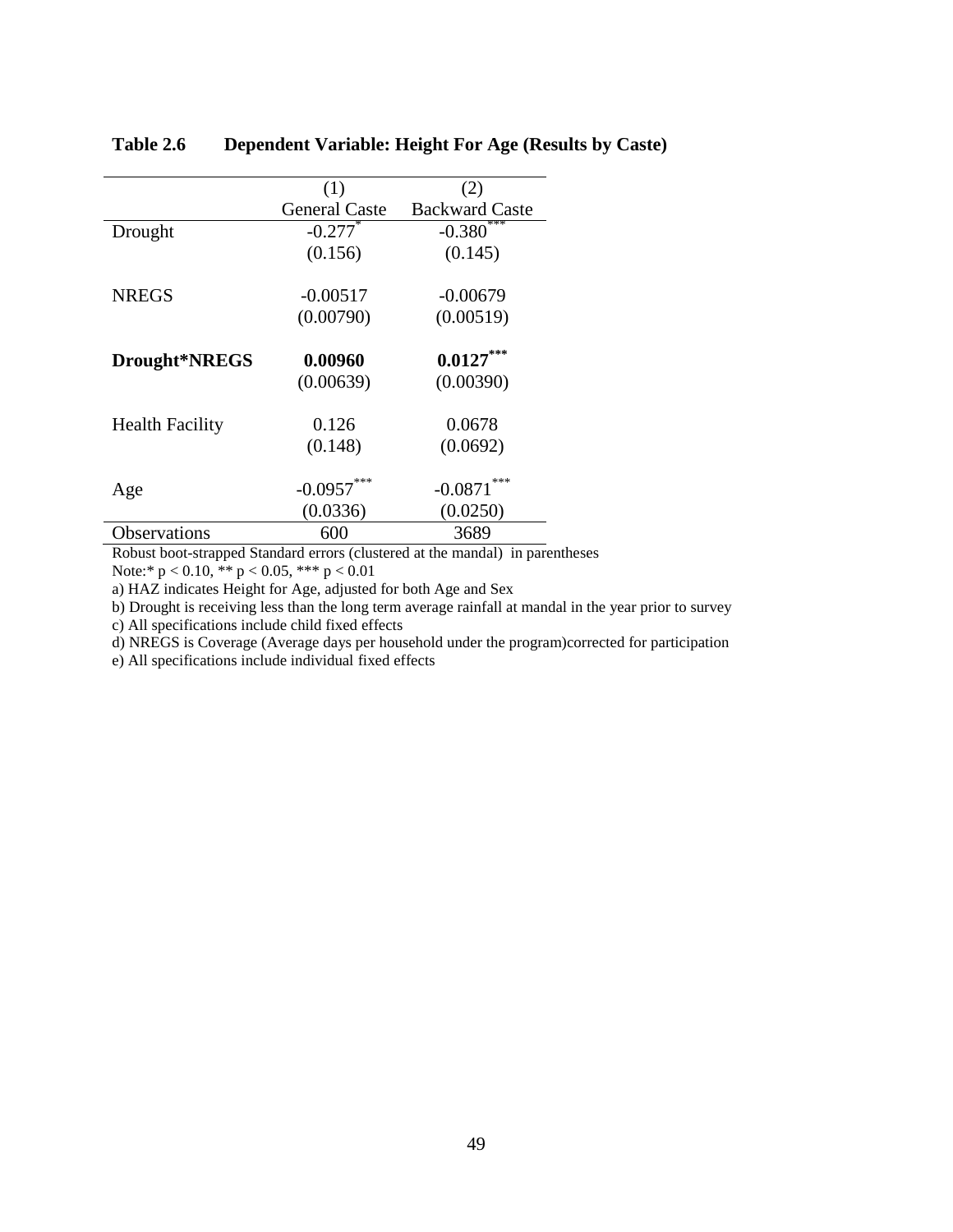**Table 2.6 Dependent Variable: Height For Age (Results by Caste)**

| | (1) | (2) |
|---|---|---|
| | General Caste | Backward Caste |
| Drought | -0.277* | -0.380*** |
| | (0.156) | (0.145) |
| NREGS | -0.00517 | -0.00679 |
| | (0.00790) | (0.00519) |
| **Drought*NREGS** | **0.00960** | **0.0127*** ** |
| | (0.00639) | (0.00390) |
| Health Facility | 0.126 | 0.0678 |
| | (0.148) | (0.0692) |
| Age | -0.0957*** | -0.0871*** |
| | (0.0336) | (0.0250) |
| Observations | 600 | 3689 |

Robust boot-strapped Standard errors (clustered at the mandal) in parentheses

Note:* $p < 0.10$, ** $p < 0.05$, *** $p < 0.01$

a) HAZ indicates Height for Age, adjusted for both Age and Sex

b) Drought is receiving less than the long term average rainfall at mandal in the year prior to survey

c) All specifications include child fixed effects

d) NREGS is Coverage (Average days per household under the program)corrected for participation

e) All specifications include individual fixed effects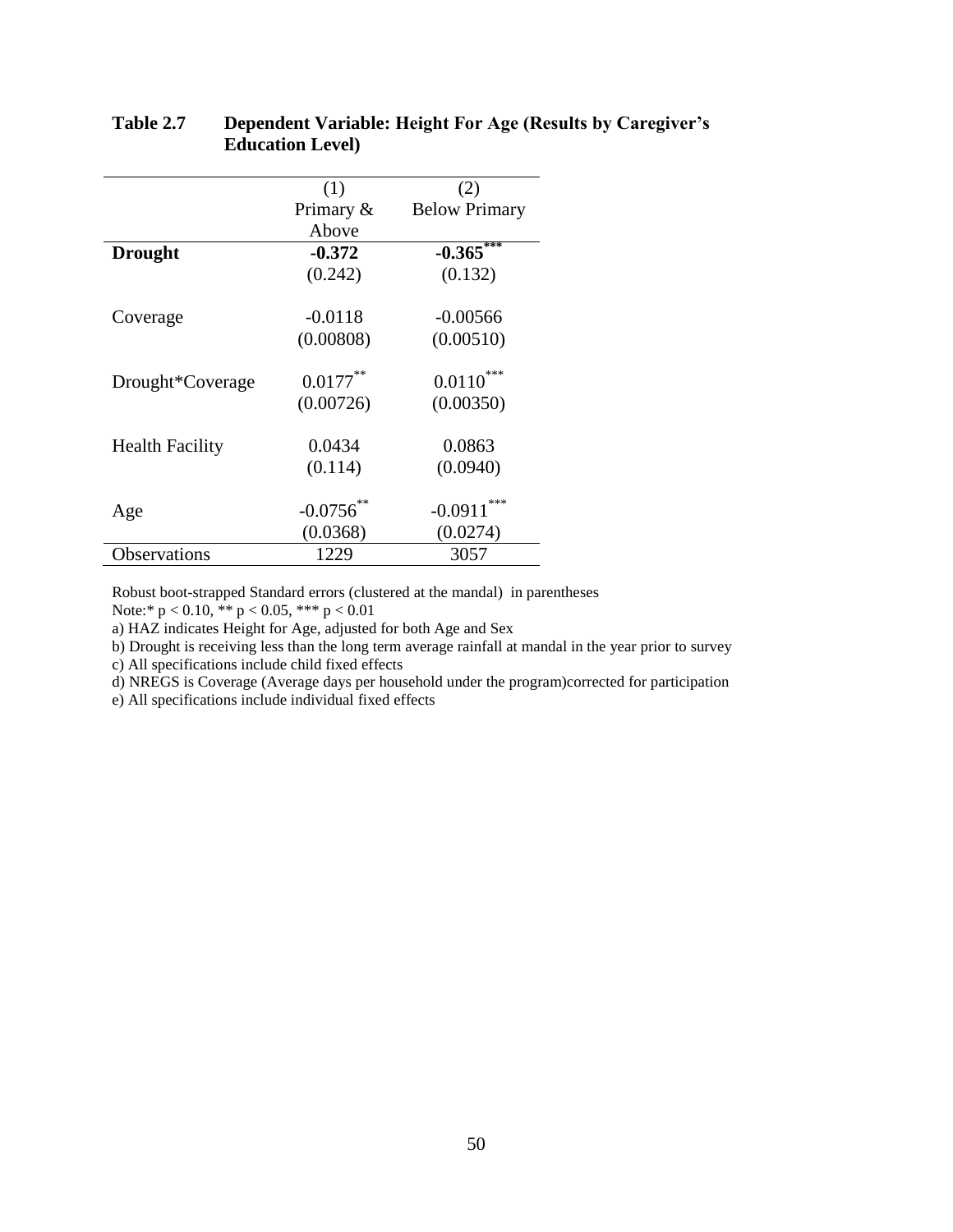**Table 2.7 Dependent Variable: Height For Age (Results by Caregiver's Education Level)**

| | (1) Primary & Above | (2) Below Primary |
|---|---|---|
| **Drought** | **-0.372** | **-0.365*****|
| | (0.242) | (0.132) |
| Coverage | -0.0118 | -0.00566 |
| | (0.00808) | (0.00510) |
| Drought*Coverage | 0.0177** | 0.0110*** |
| | (0.00726) | (0.00350) |
| Health Facility | 0.0434 | 0.0863 |
| | (0.114) | (0.0940) |
| Age | -0.0756** | -0.0911*** |
| | (0.0368) | (0.0274) |
| Observations | 1229 | 3057 |

Robust boot-strapped Standard errors (clustered at the mandal) in parentheses

Note:* $p < 0.10$, ** $p < 0.05$, *** $p < 0.01$

a) HAZ indicates Height for Age, adjusted for both Age and Sex

b) Drought is receiving less than the long term average rainfall at mandal in the year prior to survey

c) All specifications include child fixed effects

d) NREGS is Coverage (Average days per household under the program)corrected for participation

e) All specifications include individual fixed effects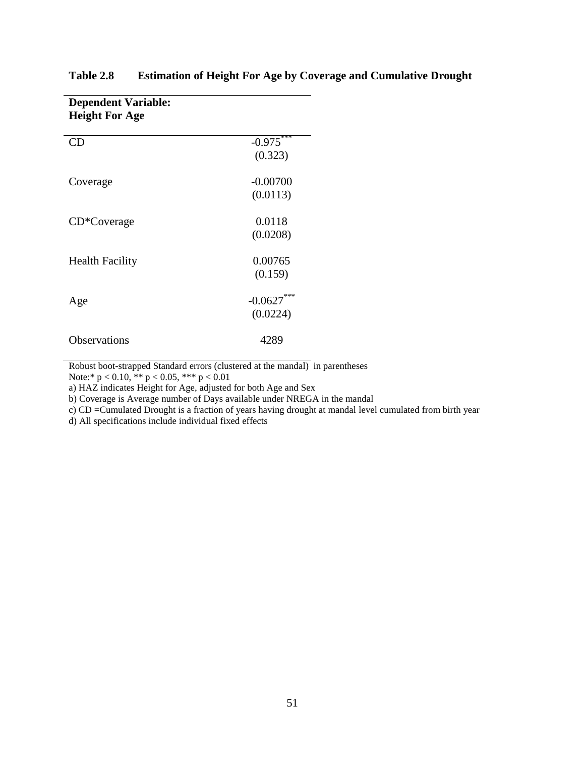**Table 2.8 Estimation of Height For Age by Coverage and Cumulative Drought**

| **Dependent Variable: Height For Age** | |
|---|---|
| CD | -0.975*** |
| | (0.323) |
| Coverage | -0.00700 |
| | (0.0113) |
| CD*Coverage | 0.0118 |
| | (0.0208) |
| Health Facility | 0.00765 |
| | (0.159) |
| Age | -0.0627*** |
| | (0.0224) |
| Observations | 4289 |

Robust boot-strapped Standard errors (clustered at the mandal) in parentheses

Note:* $p < 0.10$, ** $p < 0.05$, *** $p < 0.01$

a) HAZ indicates Height for Age, adjusted for both Age and Sex

b) Coverage is Average number of Days available under NREGA in the mandal

c) CD =Cumulated Drought is a fraction of years having drought at mandal level cumulated from birth year

d) All specifications include individual fixed effects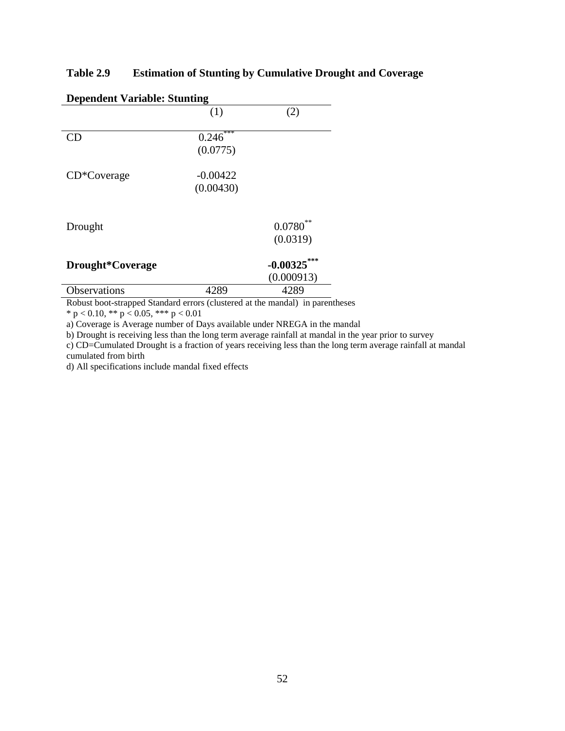### Table 2.9 Estimation of Stunting by Cumulative Drought and Coverage

**Dependent Variable: Stunting**

| | (1) | (2) |
|---|---|---|
| CD | 0.246*** | |
| | (0.0775) | |
| CD*Coverage | -0.00422 | |
| | (0.00430) | |
| Drought | | 0.0780** |
| | | (0.0319) |
| **Drought*Coverage** | | **-0.00325*** ** |
| | | (0.000913) |
| Observations | 4289 | 4289 |

Robust boot-strapped Standard errors (clustered at the mandal) in parentheses

* $p < 0.10$, ** $p < 0.05$, *** $p < 0.01$

a) Coverage is Average number of Days available under NREGA in the mandal

b) Drought is receiving less than the long term average rainfall at mandal in the year prior to survey

c) CD=Cumulated Drought is a fraction of years receiving less than the long term average rainfall at mandal cumulated from birth

d) All specifications include mandal fixed effects